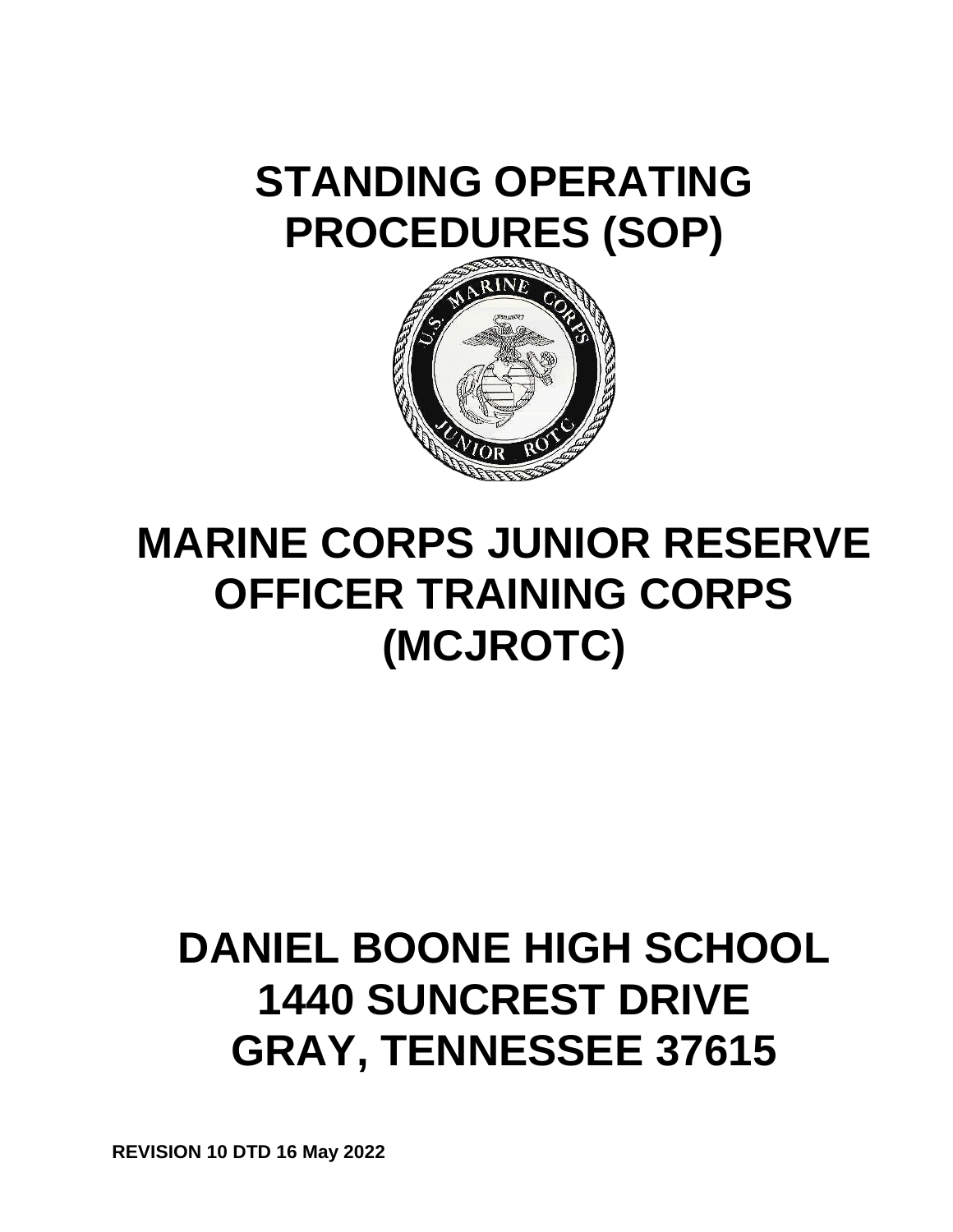# STANDING OPERATING PROCEDURES (SOP)

# MARINE CORPS JUNIOR RESERVE OFFICER TRAINING CORPS (MCJROTC)

# DANIEL BOONE HIGH SCHOOL
# 1440 SUNCREST DRIVE
# GRAY, TENNESSEE 37615

**REVISION 10 DTD 16 May 2022**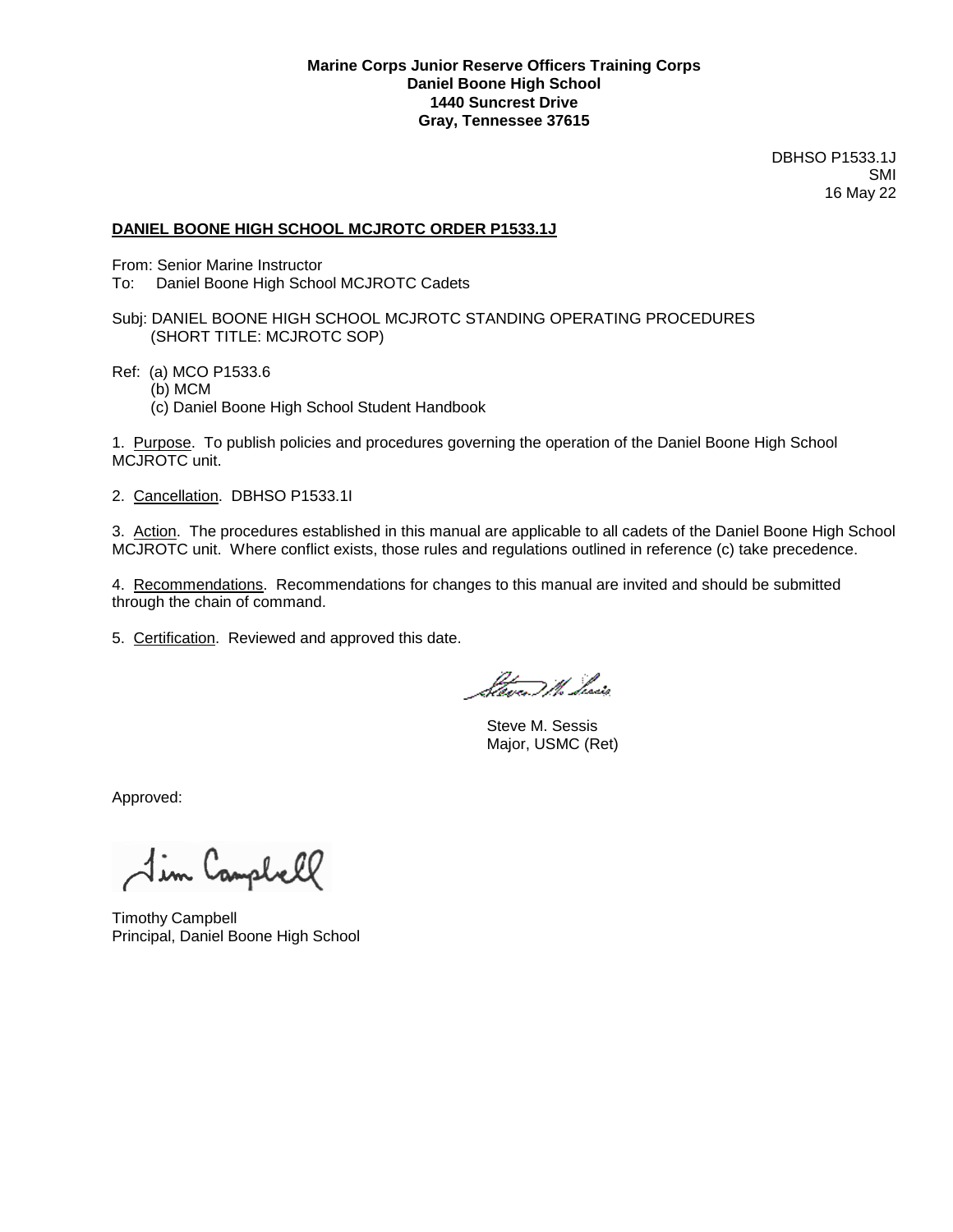**Marine Corps Junior Reserve Officers Training Corps**
**Daniel Boone High School**
**1440 Suncrest Drive**
**Gray, Tennessee 37615**

DBHSO P1533.1J
SMI
16 May 22

**DANIEL BOONE HIGH SCHOOL MCJROTC ORDER P1533.1J**

From: Senior Marine Instructor
To: Daniel Boone High School MCJROTC Cadets

Subj: DANIEL BOONE HIGH SCHOOL MCJROTC STANDING OPERATING PROCEDURES
(SHORT TITLE: MCJROTC SOP)

Ref: (a) MCO P1533.6
(b) MCM
(c) Daniel Boone High School Student Handbook

1. Purpose. To publish policies and procedures governing the operation of the Daniel Boone High School MCJROTC unit.

2. Cancellation. DBHSO P1533.1I

3. Action. The procedures established in this manual are applicable to all cadets of the Daniel Boone High School MCJROTC unit. Where conflict exists, those rules and regulations outlined in reference (c) take precedence.

4. Recommendations. Recommendations for changes to this manual are invited and should be submitted through the chain of command.

5. Certification. Reviewed and approved this date.

Steve M. Sessis
Major, USMC (Ret)

Approved:

Timothy Campbell
Principal, Daniel Boone High School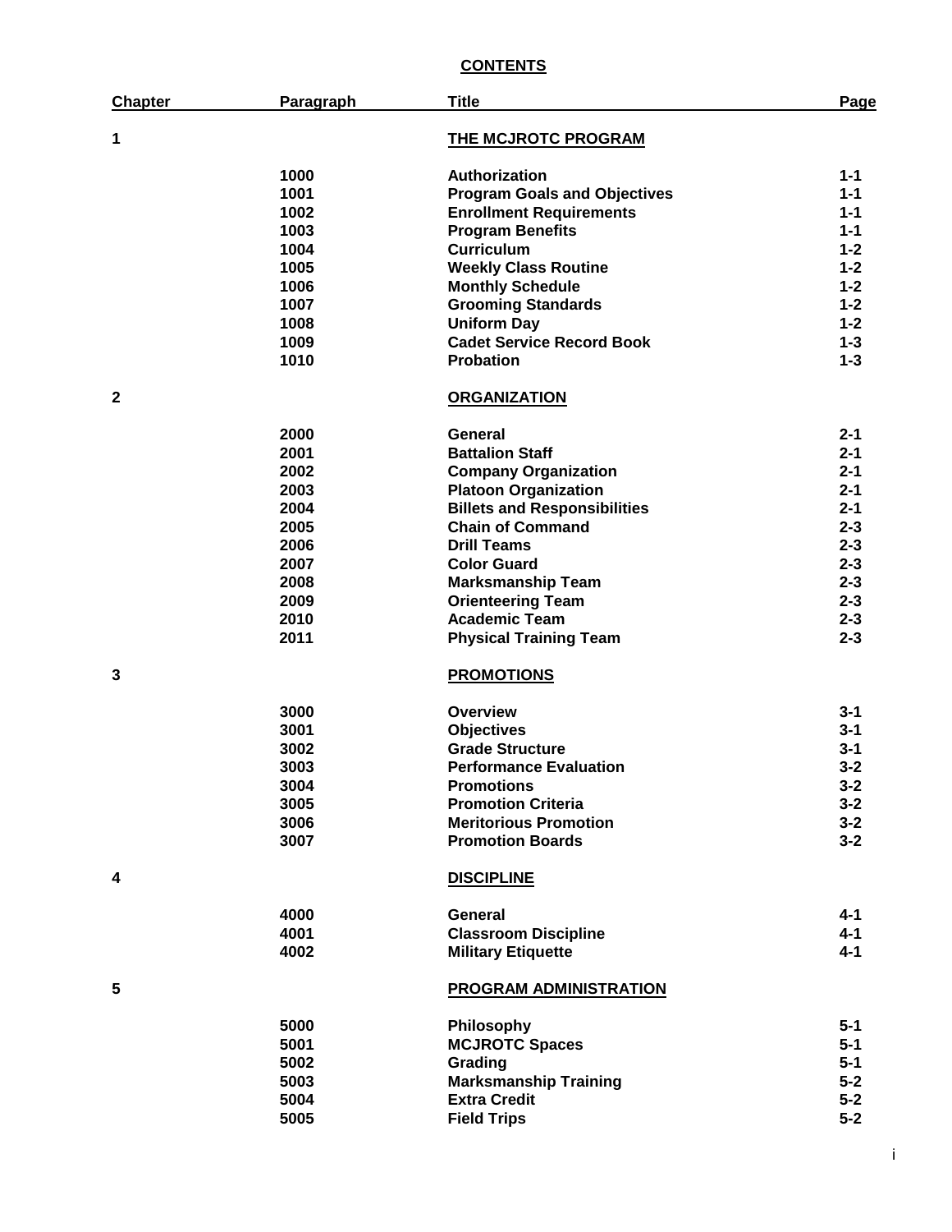## CONTENTS

| Chapter | Paragraph | Title | Page |
|---|---|---|---|
| 1 | | THE MCJROTC PROGRAM | |
| | 1000 | Authorization | 1-1 |
| | 1001 | Program Goals and Objectives | 1-1 |
| | 1002 | Enrollment Requirements | 1-1 |
| | 1003 | Program Benefits | 1-1 |
| | 1004 | Curriculum | 1-2 |
| | 1005 | Weekly Class Routine | 1-2 |
| | 1006 | Monthly Schedule | 1-2 |
| | 1007 | Grooming Standards | 1-2 |
| | 1008 | Uniform Day | 1-2 |
| | 1009 | Cadet Service Record Book | 1-3 |
| | 1010 | Probation | 1-3 |
| 2 | | ORGANIZATION | |
| | 2000 | General | 2-1 |
| | 2001 | Battalion Staff | 2-1 |
| | 2002 | Company Organization | 2-1 |
| | 2003 | Platoon Organization | 2-1 |
| | 2004 | Billets and Responsibilities | 2-1 |
| | 2005 | Chain of Command | 2-3 |
| | 2006 | Drill Teams | 2-3 |
| | 2007 | Color Guard | 2-3 |
| | 2008 | Marksmanship Team | 2-3 |
| | 2009 | Orienteering Team | 2-3 |
| | 2010 | Academic Team | 2-3 |
| | 2011 | Physical Training Team | 2-3 |
| 3 | | PROMOTIONS | |
| | 3000 | Overview | 3-1 |
| | 3001 | Objectives | 3-1 |
| | 3002 | Grade Structure | 3-1 |
| | 3003 | Performance Evaluation | 3-2 |
| | 3004 | Promotions | 3-2 |
| | 3005 | Promotion Criteria | 3-2 |
| | 3006 | Meritorious Promotion | 3-2 |
| | 3007 | Promotion Boards | 3-2 |
| 4 | | DISCIPLINE | |
| | 4000 | General | 4-1 |
| | 4001 | Classroom Discipline | 4-1 |
| | 4002 | Military Etiquette | 4-1 |
| 5 | | PROGRAM ADMINISTRATION | |
| | 5000 | Philosophy | 5-1 |
| | 5001 | MCJROTC Spaces | 5-1 |
| | 5002 | Grading | 5-1 |
| | 5003 | Marksmanship Training | 5-2 |
| | 5004 | Extra Credit | 5-2 |
| | 5005 | Field Trips | 5-2 |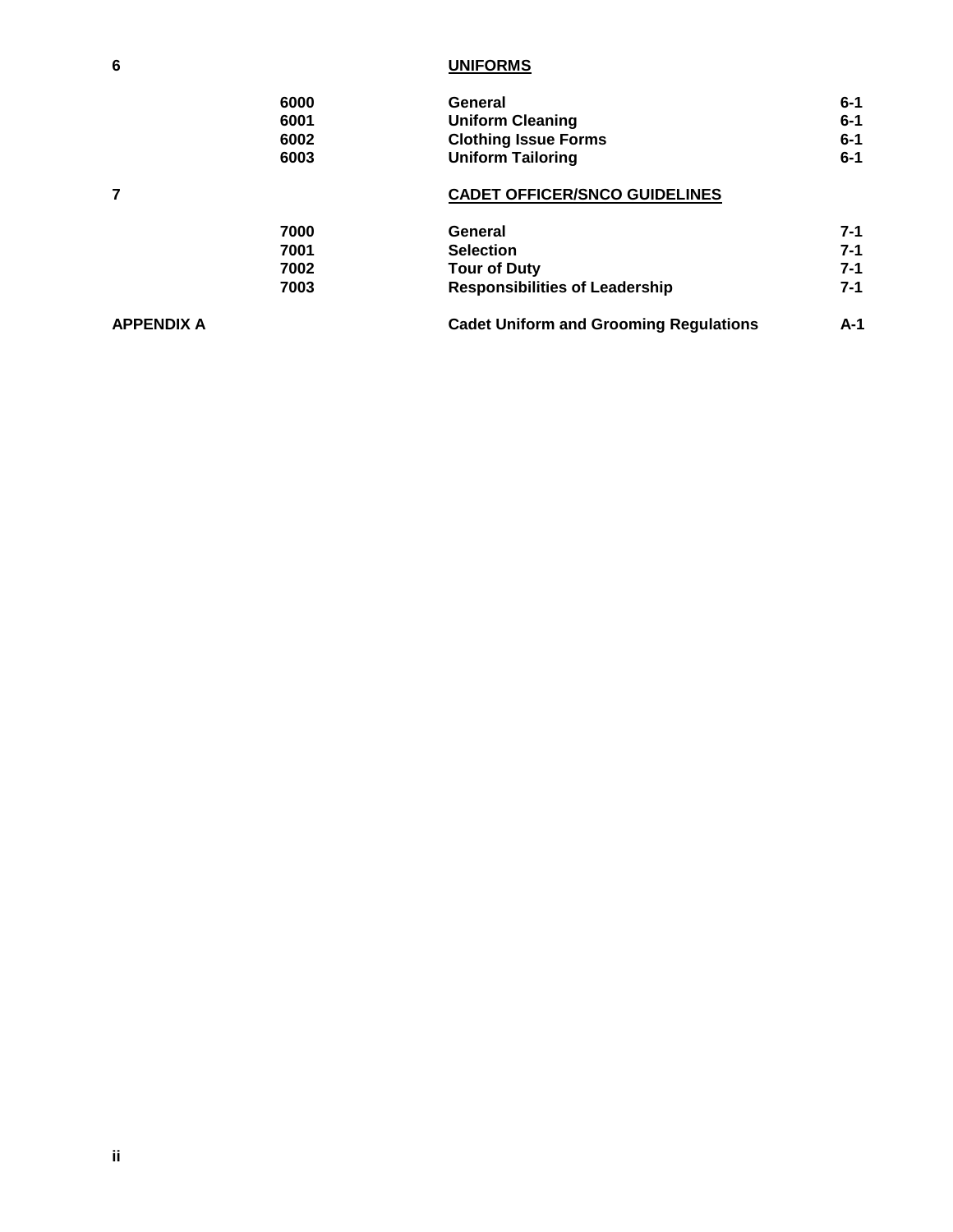| | | | |
|---|---|---|---|
| **6** | | **UNIFORMS** | |
| | **6000** | **General** | **6-1** |
| | **6001** | **Uniform Cleaning** | **6-1** |
| | **6002** | **Clothing Issue Forms** | **6-1** |
| | **6003** | **Uniform Tailoring** | **6-1** |
| **7** | | **CADET OFFICER/SNCO GUIDELINES** | |
| | **7000** | **General** | **7-1** |
| | **7001** | **Selection** | **7-1** |
| | **7002** | **Tour of Duty** | **7-1** |
| | **7003** | **Responsibilities of Leadership** | **7-1** |
| **APPENDIX A** | | **Cadet Uniform and Grooming Regulations** | **A-1** |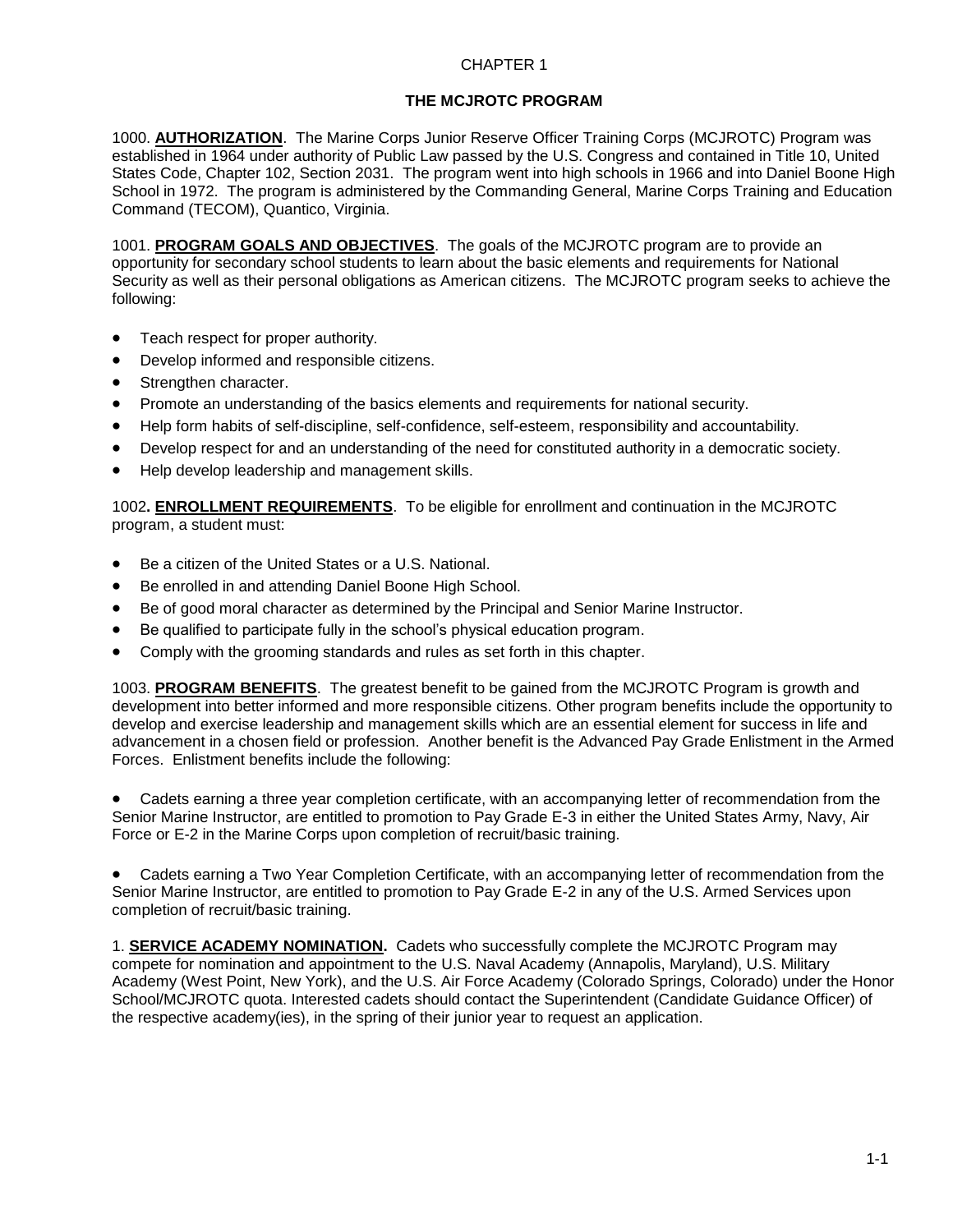CHAPTER 1

# THE MCJROTC PROGRAM

1000. **AUTHORIZATION**. The Marine Corps Junior Reserve Officer Training Corps (MCJROTC) Program was established in 1964 under authority of Public Law passed by the U.S. Congress and contained in Title 10, United States Code, Chapter 102, Section 2031. The program went into high schools in 1966 and into Daniel Boone High School in 1972. The program is administered by the Commanding General, Marine Corps Training and Education Command (TECOM), Quantico, Virginia.

1001. **PROGRAM GOALS AND OBJECTIVES**. The goals of the MCJROTC program are to provide an opportunity for secondary school students to learn about the basic elements and requirements for National Security as well as their personal obligations as American citizens. The MCJROTC program seeks to achieve the following:

- Teach respect for proper authority.
- Develop informed and responsible citizens.
- Strengthen character.
- Promote an understanding of the basics elements and requirements for national security.
- Help form habits of self-discipline, self-confidence, self-esteem, responsibility and accountability.
- Develop respect for and an understanding of the need for constituted authority in a democratic society.
- Help develop leadership and management skills.

1002**.** **ENROLLMENT REQUIREMENTS**. To be eligible for enrollment and continuation in the MCJROTC program, a student must:

- Be a citizen of the United States or a U.S. National.
- Be enrolled in and attending Daniel Boone High School.
- Be of good moral character as determined by the Principal and Senior Marine Instructor.
- Be qualified to participate fully in the school's physical education program.
- Comply with the grooming standards and rules as set forth in this chapter.

1003. **PROGRAM BENEFITS**. The greatest benefit to be gained from the MCJROTC Program is growth and development into better informed and more responsible citizens. Other program benefits include the opportunity to develop and exercise leadership and management skills which are an essential element for success in life and advancement in a chosen field or profession. Another benefit is the Advanced Pay Grade Enlistment in the Armed Forces. Enlistment benefits include the following:

- Cadets earning a three year completion certificate, with an accompanying letter of recommendation from the Senior Marine Instructor, are entitled to promotion to Pay Grade E-3 in either the United States Army, Navy, Air Force or E-2 in the Marine Corps upon completion of recruit/basic training.

- Cadets earning a Two Year Completion Certificate, with an accompanying letter of recommendation from the Senior Marine Instructor, are entitled to promotion to Pay Grade E-2 in any of the U.S. Armed Services upon completion of recruit/basic training.

1. **SERVICE ACADEMY NOMINATION.** Cadets who successfully complete the MCJROTC Program may compete for nomination and appointment to the U.S. Naval Academy (Annapolis, Maryland), U.S. Military Academy (West Point, New York), and the U.S. Air Force Academy (Colorado Springs, Colorado) under the Honor School/MCJROTC quota. Interested cadets should contact the Superintendent (Candidate Guidance Officer) of the respective academy(ies), in the spring of their junior year to request an application.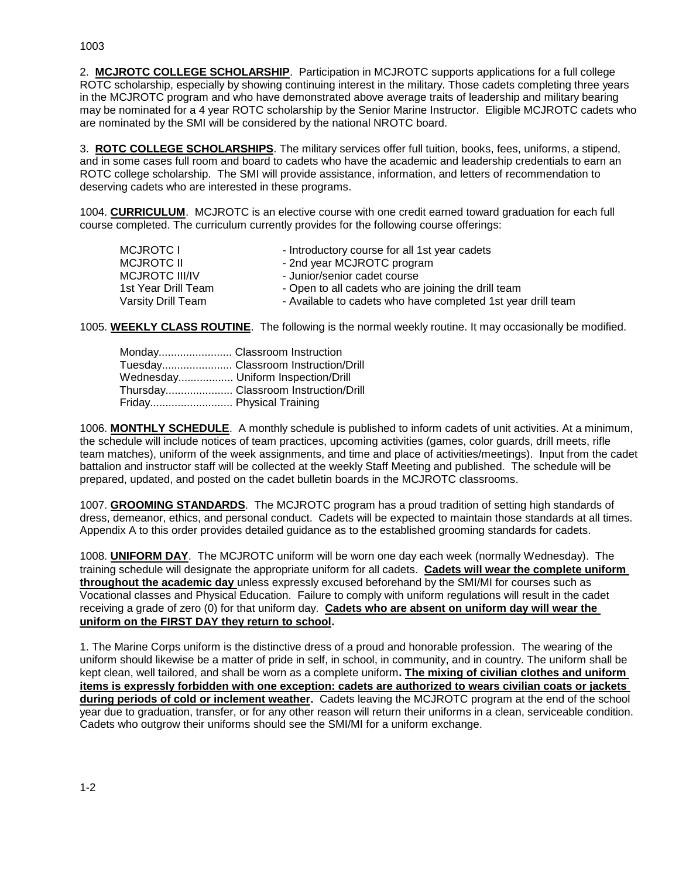1003

2. **MCJROTC COLLEGE SCHOLARSHIP**. Participation in MCJROTC supports applications for a full college ROTC scholarship, especially by showing continuing interest in the military. Those cadets completing three years in the MCJROTC program and who have demonstrated above average traits of leadership and military bearing may be nominated for a 4 year ROTC scholarship by the Senior Marine Instructor. Eligible MCJROTC cadets who are nominated by the SMI will be considered by the national NROTC board.

3. **ROTC COLLEGE SCHOLARSHIPS**. The military services offer full tuition, books, fees, uniforms, a stipend, and in some cases full room and board to cadets who have the academic and leadership credentials to earn an ROTC college scholarship. The SMI will provide assistance, information, and letters of recommendation to deserving cadets who are interested in these programs.

1004. **CURRICULUM**. MCJROTC is an elective course with one credit earned toward graduation for each full course completed. The curriculum currently provides for the following course offerings:

| | |
|---|---|
| MCJROTC I | - Introductory course for all 1st year cadets |
| MCJROTC II | - 2nd year MCJROTC program |
| MCJROTC III/IV | - Junior/senior cadet course |
| 1st Year Drill Team | - Open to all cadets who are joining the drill team |
| Varsity Drill Team | - Available to cadets who have completed 1st year drill team |

1005. **WEEKLY CLASS ROUTINE**. The following is the normal weekly routine. It may occasionally be modified.

Monday........................ Classroom Instruction
Tuesday....................... Classroom Instruction/Drill
Wednesday.................. Uniform Inspection/Drill
Thursday...................... Classroom Instruction/Drill
Friday........................... Physical Training

1006. **MONTHLY SCHEDULE**. A monthly schedule is published to inform cadets of unit activities. At a minimum, the schedule will include notices of team practices, upcoming activities (games, color guards, drill meets, rifle team matches), uniform of the week assignments, and time and place of activities/meetings). Input from the cadet battalion and instructor staff will be collected at the weekly Staff Meeting and published. The schedule will be prepared, updated, and posted on the cadet bulletin boards in the MCJROTC classrooms.

1007. **GROOMING STANDARDS**. The MCJROTC program has a proud tradition of setting high standards of dress, demeanor, ethics, and personal conduct. Cadets will be expected to maintain those standards at all times. Appendix A to this order provides detailed guidance as to the established grooming standards for cadets.

1008. **UNIFORM DAY**. The MCJROTC uniform will be worn one day each week (normally Wednesday). The training schedule will designate the appropriate uniform for all cadets. **Cadets will wear the complete uniform throughout the academic day** unless expressly excused beforehand by the SMI/MI for courses such as Vocational classes and Physical Education. Failure to comply with uniform regulations will result in the cadet receiving a grade of zero (0) for that uniform day. **Cadets who are absent on uniform day will wear the uniform on the FIRST DAY they return to school.**

1. The Marine Corps uniform is the distinctive dress of a proud and honorable profession. The wearing of the uniform should likewise be a matter of pride in self, in school, in community, and in country. The uniform shall be kept clean, well tailored, and shall be worn as a complete uniform**. The mixing of civilian clothes and uniform items is expressly forbidden with one exception: cadets are authorized to wears civilian coats or jackets during periods of cold or inclement weather.** Cadets leaving the MCJROTC program at the end of the school year due to graduation, transfer, or for any other reason will return their uniforms in a clean, serviceable condition. Cadets who outgrow their uniforms should see the SMI/MI for a uniform exchange.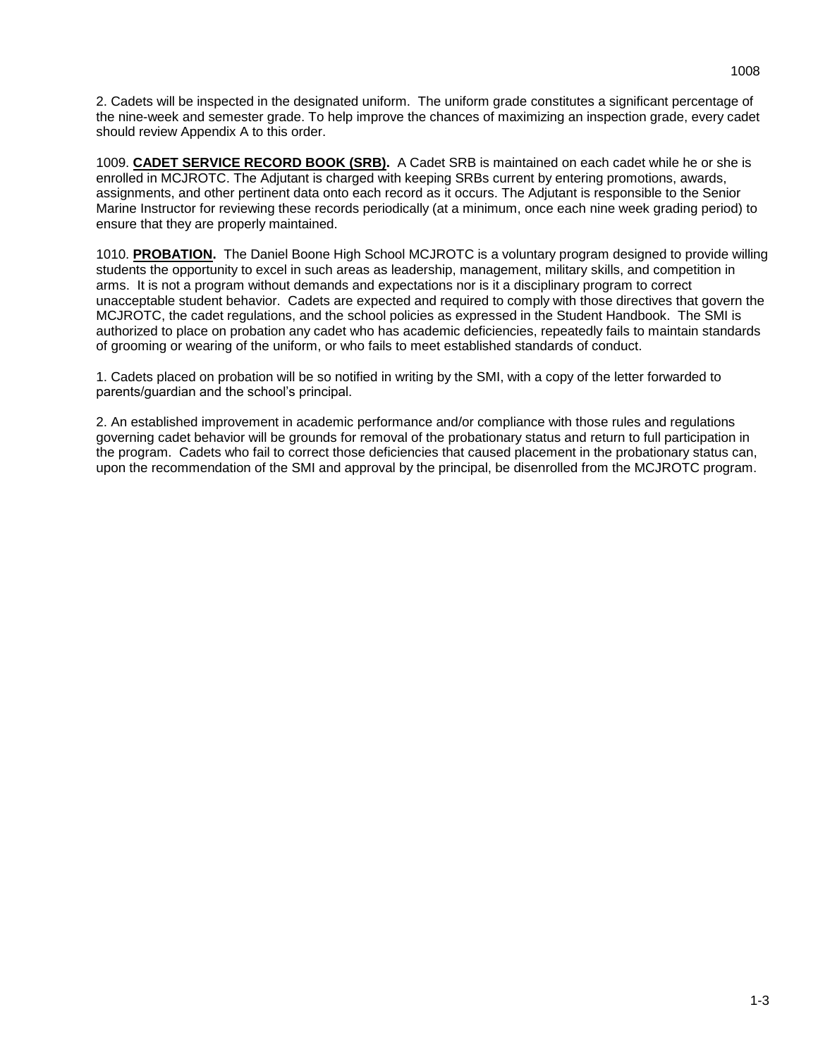2. Cadets will be inspected in the designated uniform. The uniform grade constitutes a significant percentage of the nine-week and semester grade. To help improve the chances of maximizing an inspection grade, every cadet should review Appendix A to this order.

1009. **CADET SERVICE RECORD BOOK (SRB).** A Cadet SRB is maintained on each cadet while he or she is enrolled in MCJROTC. The Adjutant is charged with keeping SRBs current by entering promotions, awards, assignments, and other pertinent data onto each record as it occurs. The Adjutant is responsible to the Senior Marine Instructor for reviewing these records periodically (at a minimum, once each nine week grading period) to ensure that they are properly maintained.

1010. **PROBATION.** The Daniel Boone High School MCJROTC is a voluntary program designed to provide willing students the opportunity to excel in such areas as leadership, management, military skills, and competition in arms. It is not a program without demands and expectations nor is it a disciplinary program to correct unacceptable student behavior. Cadets are expected and required to comply with those directives that govern the MCJROTC, the cadet regulations, and the school policies as expressed in the Student Handbook. The SMI is authorized to place on probation any cadet who has academic deficiencies, repeatedly fails to maintain standards of grooming or wearing of the uniform, or who fails to meet established standards of conduct.

1. Cadets placed on probation will be so notified in writing by the SMI, with a copy of the letter forwarded to parents/guardian and the school's principal.

2. An established improvement in academic performance and/or compliance with those rules and regulations governing cadet behavior will be grounds for removal of the probationary status and return to full participation in the program. Cadets who fail to correct those deficiencies that caused placement in the probationary status can, upon the recommendation of the SMI and approval by the principal, be disenrolled from the MCJROTC program.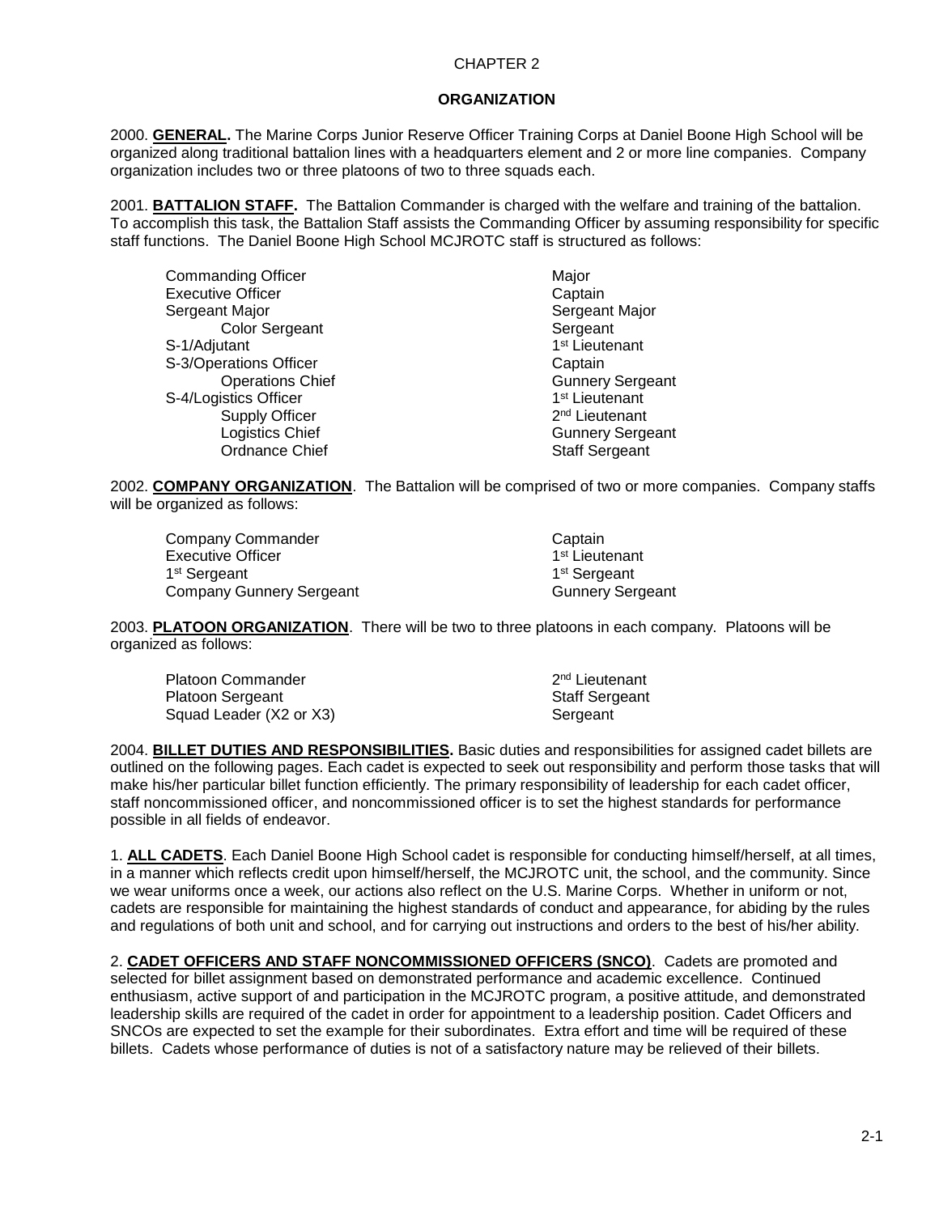CHAPTER 2

## ORGANIZATION

2000. **GENERAL.** The Marine Corps Junior Reserve Officer Training Corps at Daniel Boone High School will be organized along traditional battalion lines with a headquarters element and 2 or more line companies. Company organization includes two or three platoons of two to three squads each.

2001. **BATTALION STAFF.** The Battalion Commander is charged with the welfare and training of the battalion. To accomplish this task, the Battalion Staff assists the Commanding Officer by assuming responsibility for specific staff functions. The Daniel Boone High School MCJROTC staff is structured as follows:

| Billet | Rank |
|---|---|
| Commanding Officer | Major |
| Executive Officer | Captain |
| Sergeant Major | Sergeant Major |
| Color Sergeant | Sergeant |
| S-1/Adjutant | 1st Lieutenant |
| S-3/Operations Officer | Captain |
| Operations Chief | Gunnery Sergeant |
| S-4/Logistics Officer | 1st Lieutenant |
| Supply Officer | 2nd Lieutenant |
| Logistics Chief | Gunnery Sergeant |
| Ordnance Chief | Staff Sergeant |

2002. **COMPANY ORGANIZATION**. The Battalion will be comprised of two or more companies. Company staffs will be organized as follows:

| Billet | Rank |
|---|---|
| Company Commander | Captain |
| Executive Officer | 1st Lieutenant |
| 1st Sergeant | 1st Sergeant |
| Company Gunnery Sergeant | Gunnery Sergeant |

2003. **PLATOON ORGANIZATION**. There will be two to three platoons in each company. Platoons will be organized as follows:

| Billet | Rank |
|---|---|
| Platoon Commander | 2nd Lieutenant |
| Platoon Sergeant | Staff Sergeant |
| Squad Leader (X2 or X3) | Sergeant |

2004. **BILLET DUTIES AND RESPONSIBILITIES.** Basic duties and responsibilities for assigned cadet billets are outlined on the following pages. Each cadet is expected to seek out responsibility and perform those tasks that will make his/her particular billet function efficiently. The primary responsibility of leadership for each cadet officer, staff noncommissioned officer, and noncommissioned officer is to set the highest standards for performance possible in all fields of endeavor.

1. **ALL CADETS**. Each Daniel Boone High School cadet is responsible for conducting himself/herself, at all times, in a manner which reflects credit upon himself/herself, the MCJROTC unit, the school, and the community. Since we wear uniforms once a week, our actions also reflect on the U.S. Marine Corps. Whether in uniform or not, cadets are responsible for maintaining the highest standards of conduct and appearance, for abiding by the rules and regulations of both unit and school, and for carrying out instructions and orders to the best of his/her ability.

2. **CADET OFFICERS AND STAFF NONCOMMISSIONED OFFICERS (SNCO)**. Cadets are promoted and selected for billet assignment based on demonstrated performance and academic excellence. Continued enthusiasm, active support of and participation in the MCJROTC program, a positive attitude, and demonstrated leadership skills are required of the cadet in order for appointment to a leadership position. Cadet Officers and SNCOs are expected to set the example for their subordinates. Extra effort and time will be required of these billets. Cadets whose performance of duties is not of a satisfactory nature may be relieved of their billets.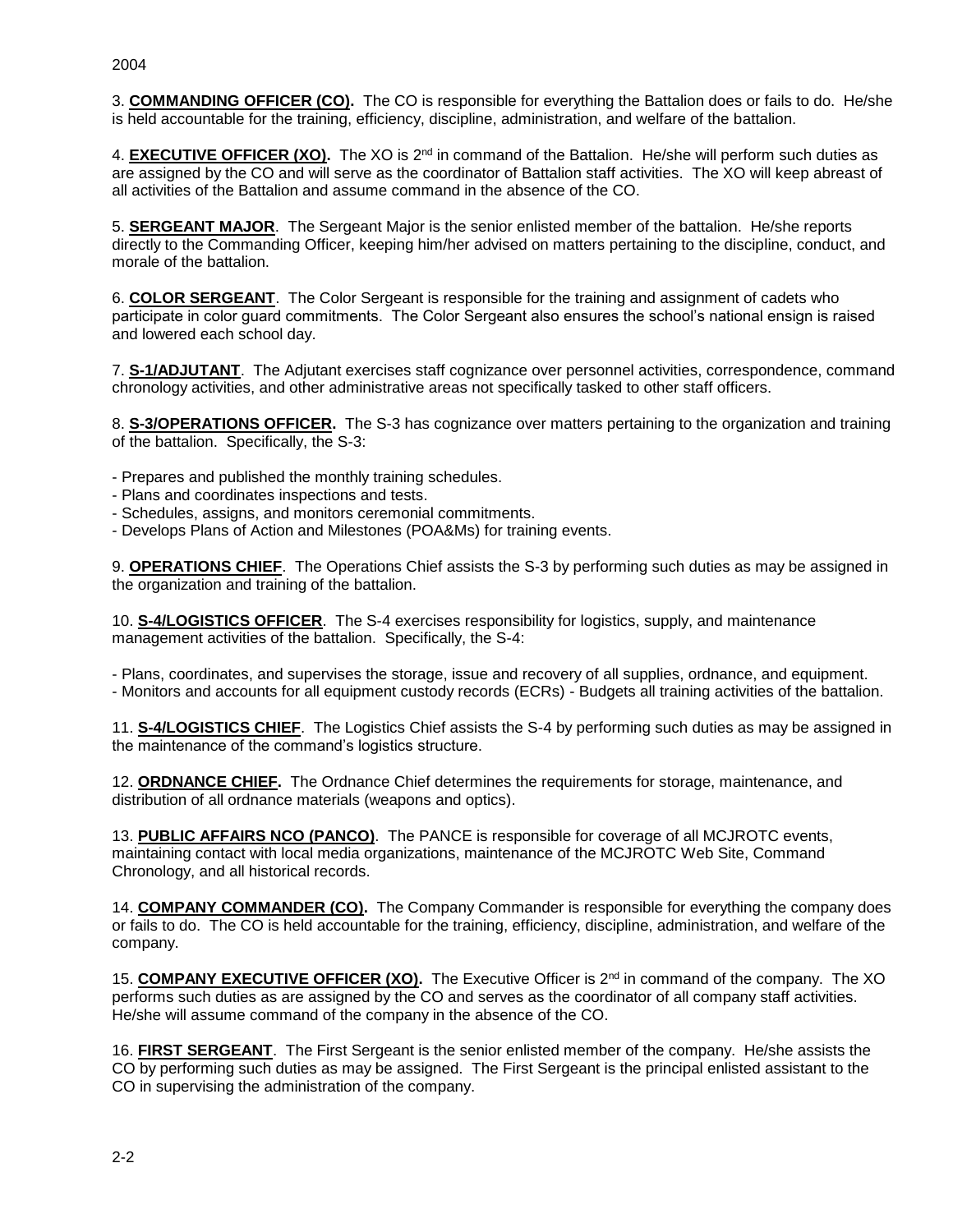3. **COMMANDING OFFICER (CO).** The CO is responsible for everything the Battalion does or fails to do. He/she is held accountable for the training, efficiency, discipline, administration, and welfare of the battalion.

4. **EXECUTIVE OFFICER (XO).** The XO is 2nd in command of the Battalion. He/she will perform such duties as are assigned by the CO and will serve as the coordinator of Battalion staff activities. The XO will keep abreast of all activities of the Battalion and assume command in the absence of the CO.

5. **SERGEANT MAJOR**. The Sergeant Major is the senior enlisted member of the battalion. He/she reports directly to the Commanding Officer, keeping him/her advised on matters pertaining to the discipline, conduct, and morale of the battalion.

6. **COLOR SERGEANT**. The Color Sergeant is responsible for the training and assignment of cadets who participate in color guard commitments. The Color Sergeant also ensures the school's national ensign is raised and lowered each school day.

7. **S-1/ADJUTANT**. The Adjutant exercises staff cognizance over personnel activities, correspondence, command chronology activities, and other administrative areas not specifically tasked to other staff officers.

8. **S-3/OPERATIONS OFFICER.** The S-3 has cognizance over matters pertaining to the organization and training of the battalion. Specifically, the S-3:

- Prepares and published the monthly training schedules.
- Plans and coordinates inspections and tests.
- Schedules, assigns, and monitors ceremonial commitments.
- Develops Plans of Action and Milestones (POA&Ms) for training events.

9. **OPERATIONS CHIEF**. The Operations Chief assists the S-3 by performing such duties as may be assigned in the organization and training of the battalion.

10. **S-4/LOGISTICS OFFICER**. The S-4 exercises responsibility for logistics, supply, and maintenance management activities of the battalion. Specifically, the S-4:

- Plans, coordinates, and supervises the storage, issue and recovery of all supplies, ordnance, and equipment.
- Monitors and accounts for all equipment custody records (ECRs) - Budgets all training activities of the battalion.

11. **S-4/LOGISTICS CHIEF**. The Logistics Chief assists the S-4 by performing such duties as may be assigned in the maintenance of the command's logistics structure.

12. **ORDNANCE CHIEF.** The Ordnance Chief determines the requirements for storage, maintenance, and distribution of all ordnance materials (weapons and optics).

13. **PUBLIC AFFAIRS NCO (PANCO)**. The PANCE is responsible for coverage of all MCJROTC events, maintaining contact with local media organizations, maintenance of the MCJROTC Web Site, Command Chronology, and all historical records.

14. **COMPANY COMMANDER (CO).** The Company Commander is responsible for everything the company does or fails to do. The CO is held accountable for the training, efficiency, discipline, administration, and welfare of the company.

15. **COMPANY EXECUTIVE OFFICER (XO).** The Executive Officer is 2nd in command of the company. The XO performs such duties as are assigned by the CO and serves as the coordinator of all company staff activities. He/she will assume command of the company in the absence of the CO.

16. **FIRST SERGEANT**. The First Sergeant is the senior enlisted member of the company. He/she assists the CO by performing such duties as may be assigned. The First Sergeant is the principal enlisted assistant to the CO in supervising the administration of the company.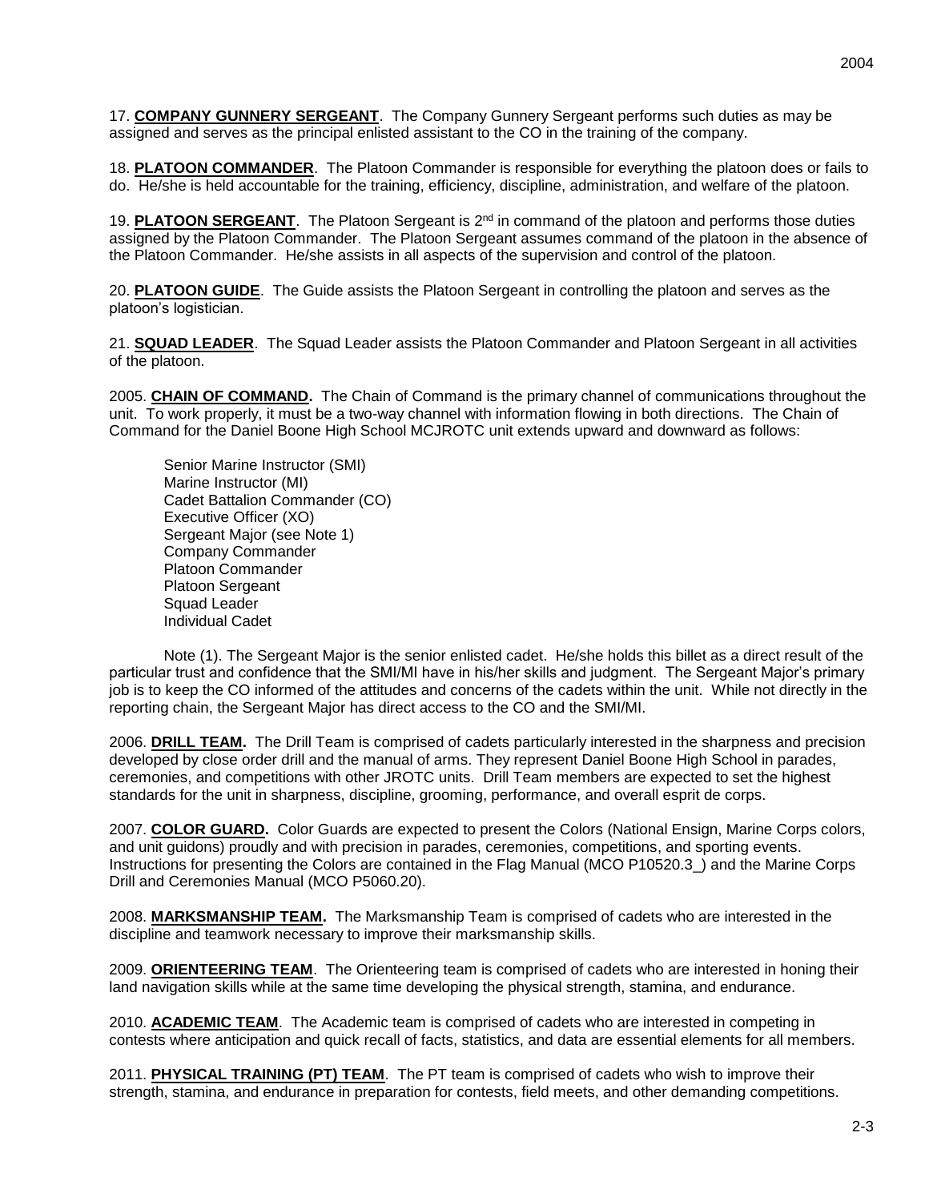17. **COMPANY GUNNERY SERGEANT**. The Company Gunnery Sergeant performs such duties as may be assigned and serves as the principal enlisted assistant to the CO in the training of the company.

18. **PLATOON COMMANDER**. The Platoon Commander is responsible for everything the platoon does or fails to do. He/she is held accountable for the training, efficiency, discipline, administration, and welfare of the platoon.

19. **PLATOON SERGEANT**. The Platoon Sergeant is 2nd in command of the platoon and performs those duties assigned by the Platoon Commander. The Platoon Sergeant assumes command of the platoon in the absence of the Platoon Commander. He/she assists in all aspects of the supervision and control of the platoon.

20. **PLATOON GUIDE**. The Guide assists the Platoon Sergeant in controlling the platoon and serves as the platoon's logistician.

21. **SQUAD LEADER**. The Squad Leader assists the Platoon Commander and Platoon Sergeant in all activities of the platoon.

2005. **CHAIN OF COMMAND.** The Chain of Command is the primary channel of communications throughout the unit. To work properly, it must be a two-way channel with information flowing in both directions. The Chain of Command for the Daniel Boone High School MCJROTC unit extends upward and downward as follows:

Senior Marine Instructor (SMI)
Marine Instructor (MI)
Cadet Battalion Commander (CO)
Executive Officer (XO)
Sergeant Major (see Note 1)
Company Commander
Platoon Commander
Platoon Sergeant
Squad Leader
Individual Cadet

Note (1). The Sergeant Major is the senior enlisted cadet. He/she holds this billet as a direct result of the particular trust and confidence that the SMI/MI have in his/her skills and judgment. The Sergeant Major's primary job is to keep the CO informed of the attitudes and concerns of the cadets within the unit. While not directly in the reporting chain, the Sergeant Major has direct access to the CO and the SMI/MI.

2006. **DRILL TEAM.** The Drill Team is comprised of cadets particularly interested in the sharpness and precision developed by close order drill and the manual of arms. They represent Daniel Boone High School in parades, ceremonies, and competitions with other JROTC units. Drill Team members are expected to set the highest standards for the unit in sharpness, discipline, grooming, performance, and overall esprit de corps.

2007. **COLOR GUARD.** Color Guards are expected to present the Colors (National Ensign, Marine Corps colors, and unit guidons) proudly and with precision in parades, ceremonies, competitions, and sporting events. Instructions for presenting the Colors are contained in the Flag Manual (MCO P10520.3_) and the Marine Corps Drill and Ceremonies Manual (MCO P5060.20).

2008. **MARKSMANSHIP TEAM.** The Marksmanship Team is comprised of cadets who are interested in the discipline and teamwork necessary to improve their marksmanship skills.

2009. **ORIENTEERING TEAM**. The Orienteering team is comprised of cadets who are interested in honing their land navigation skills while at the same time developing the physical strength, stamina, and endurance.

2010. **ACADEMIC TEAM**. The Academic team is comprised of cadets who are interested in competing in contests where anticipation and quick recall of facts, statistics, and data are essential elements for all members.

2011. **PHYSICAL TRAINING (PT) TEAM**. The PT team is comprised of cadets who wish to improve their strength, stamina, and endurance in preparation for contests, field meets, and other demanding competitions.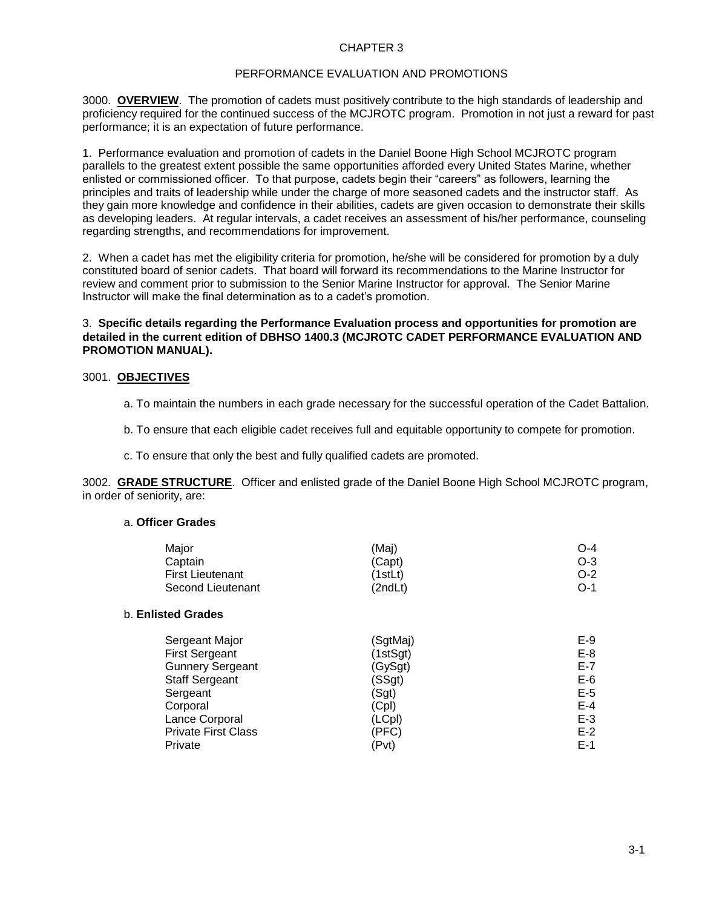# CHAPTER 3

## PERFORMANCE EVALUATION AND PROMOTIONS

3000. **OVERVIEW**. The promotion of cadets must positively contribute to the high standards of leadership and proficiency required for the continued success of the MCJROTC program. Promotion in not just a reward for past performance; it is an expectation of future performance.

1. Performance evaluation and promotion of cadets in the Daniel Boone High School MCJROTC program parallels to the greatest extent possible the same opportunities afforded every United States Marine, whether enlisted or commissioned officer. To that purpose, cadets begin their "careers" as followers, learning the principles and traits of leadership while under the charge of more seasoned cadets and the instructor staff. As they gain more knowledge and confidence in their abilities, cadets are given occasion to demonstrate their skills as developing leaders. At regular intervals, a cadet receives an assessment of his/her performance, counseling regarding strengths, and recommendations for improvement.

2. When a cadet has met the eligibility criteria for promotion, he/she will be considered for promotion by a duly constituted board of senior cadets. That board will forward its recommendations to the Marine Instructor for review and comment prior to submission to the Senior Marine Instructor for approval. The Senior Marine Instructor will make the final determination as to a cadet's promotion.

3. **Specific details regarding the Performance Evaluation process and opportunities for promotion are detailed in the current edition of DBHSO 1400.3 (MCJROTC CADET PERFORMANCE EVALUATION AND PROMOTION MANUAL).**

3001. **OBJECTIVES**

a. To maintain the numbers in each grade necessary for the successful operation of the Cadet Battalion.

b. To ensure that each eligible cadet receives full and equitable opportunity to compete for promotion.

c. To ensure that only the best and fully qualified cadets are promoted.

3002. **GRADE STRUCTURE**. Officer and enlisted grade of the Daniel Boone High School MCJROTC program, in order of seniority, are:

a. **Officer Grades**

| Grade | Abbreviation | Pay Grade |
|---|---|---|
| Major | (Maj) | O-4 |
| Captain | (Capt) | O-3 |
| First Lieutenant | (1stLt) | O-2 |
| Second Lieutenant | (2ndLt) | O-1 |

b. **Enlisted Grades**

| Grade | Abbreviation | Pay Grade |
|---|---|---|
| Sergeant Major | (SgtMaj) | E-9 |
| First Sergeant | (1stSgt) | E-8 |
| Gunnery Sergeant | (GySgt) | E-7 |
| Staff Sergeant | (SSgt) | E-6 |
| Sergeant | (Sgt) | E-5 |
| Corporal | (Cpl) | E-4 |
| Lance Corporal | (LCpl) | E-3 |
| Private First Class | (PFC) | E-2 |
| Private | (Pvt) | E-1 |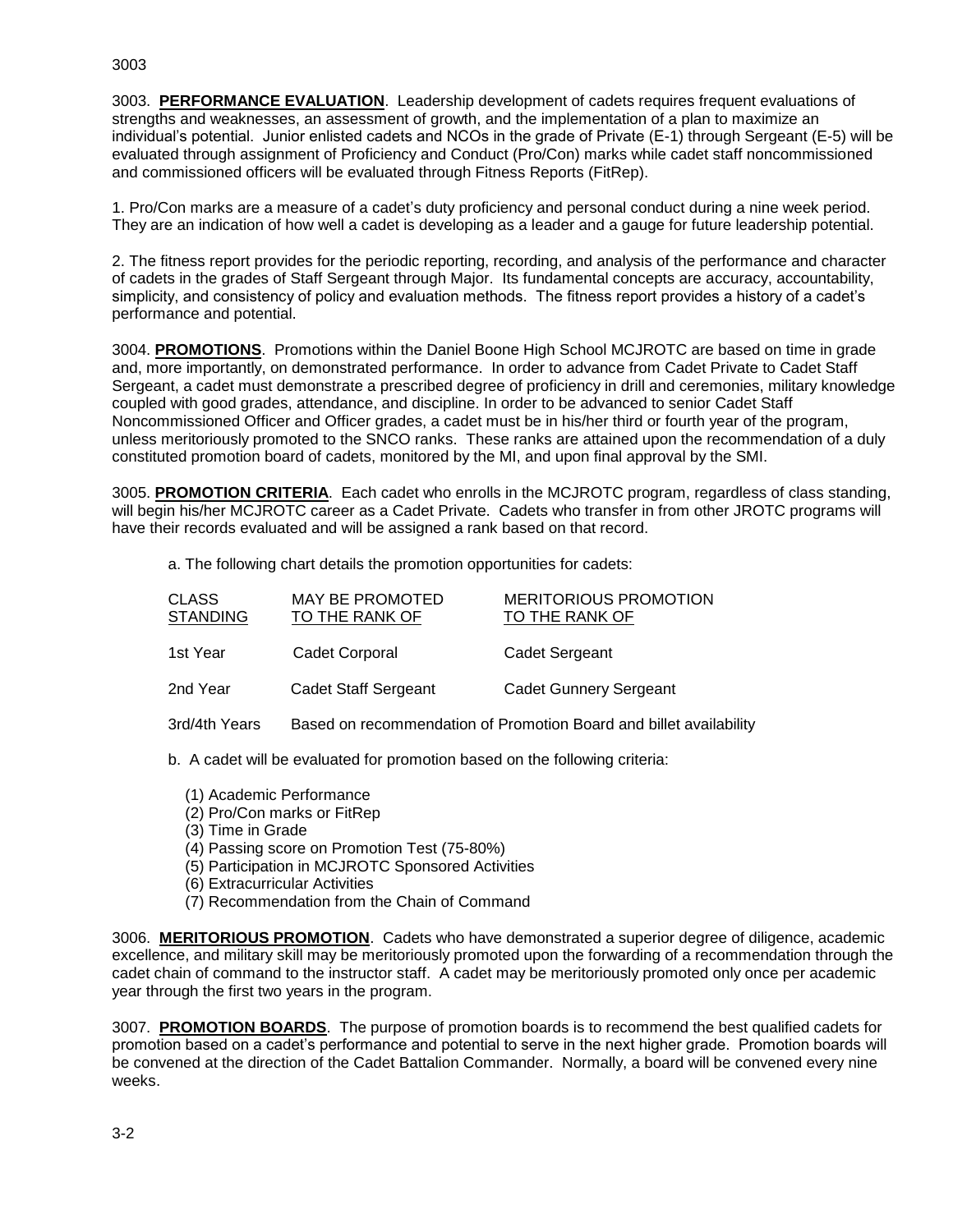3003. **PERFORMANCE EVALUATION**. Leadership development of cadets requires frequent evaluations of strengths and weaknesses, an assessment of growth, and the implementation of a plan to maximize an individual's potential. Junior enlisted cadets and NCOs in the grade of Private (E-1) through Sergeant (E-5) will be evaluated through assignment of Proficiency and Conduct (Pro/Con) marks while cadet staff noncommissioned and commissioned officers will be evaluated through Fitness Reports (FitRep).

1. Pro/Con marks are a measure of a cadet's duty proficiency and personal conduct during a nine week period. They are an indication of how well a cadet is developing as a leader and a gauge for future leadership potential.

2. The fitness report provides for the periodic reporting, recording, and analysis of the performance and character of cadets in the grades of Staff Sergeant through Major. Its fundamental concepts are accuracy, accountability, simplicity, and consistency of policy and evaluation methods. The fitness report provides a history of a cadet's performance and potential.

3004. **PROMOTIONS**. Promotions within the Daniel Boone High School MCJROTC are based on time in grade and, more importantly, on demonstrated performance. In order to advance from Cadet Private to Cadet Staff Sergeant, a cadet must demonstrate a prescribed degree of proficiency in drill and ceremonies, military knowledge coupled with good grades, attendance, and discipline. In order to be advanced to senior Cadet Staff Noncommissioned Officer and Officer grades, a cadet must be in his/her third or fourth year of the program, unless meritoriously promoted to the SNCO ranks. These ranks are attained upon the recommendation of a duly constituted promotion board of cadets, monitored by the MI, and upon final approval by the SMI.

3005. **PROMOTION CRITERIA**. Each cadet who enrolls in the MCJROTC program, regardless of class standing, will begin his/her MCJROTC career as a Cadet Private. Cadets who transfer in from other JROTC programs will have their records evaluated and will be assigned a rank based on that record.

a. The following chart details the promotion opportunities for cadets:

| CLASS STANDING | MAY BE PROMOTED TO THE RANK OF | MERITORIOUS PROMOTION TO THE RANK OF |
|---|---|---|
| 1st Year | Cadet Corporal | Cadet Sergeant |
| 2nd Year | Cadet Staff Sergeant | Cadet Gunnery Sergeant |
| 3rd/4th Years | Based on recommendation of Promotion Board and billet availability | |

b. A cadet will be evaluated for promotion based on the following criteria:

(1) Academic Performance
(2) Pro/Con marks or FitRep
(3) Time in Grade
(4) Passing score on Promotion Test (75-80%)
(5) Participation in MCJROTC Sponsored Activities
(6) Extracurricular Activities
(7) Recommendation from the Chain of Command

3006. **MERITORIOUS PROMOTION**. Cadets who have demonstrated a superior degree of diligence, academic excellence, and military skill may be meritoriously promoted upon the forwarding of a recommendation through the cadet chain of command to the instructor staff. A cadet may be meritoriously promoted only once per academic year through the first two years in the program.

3007. **PROMOTION BOARDS**. The purpose of promotion boards is to recommend the best qualified cadets for promotion based on a cadet's performance and potential to serve in the next higher grade. Promotion boards will be convened at the direction of the Cadet Battalion Commander. Normally, a board will be convened every nine weeks.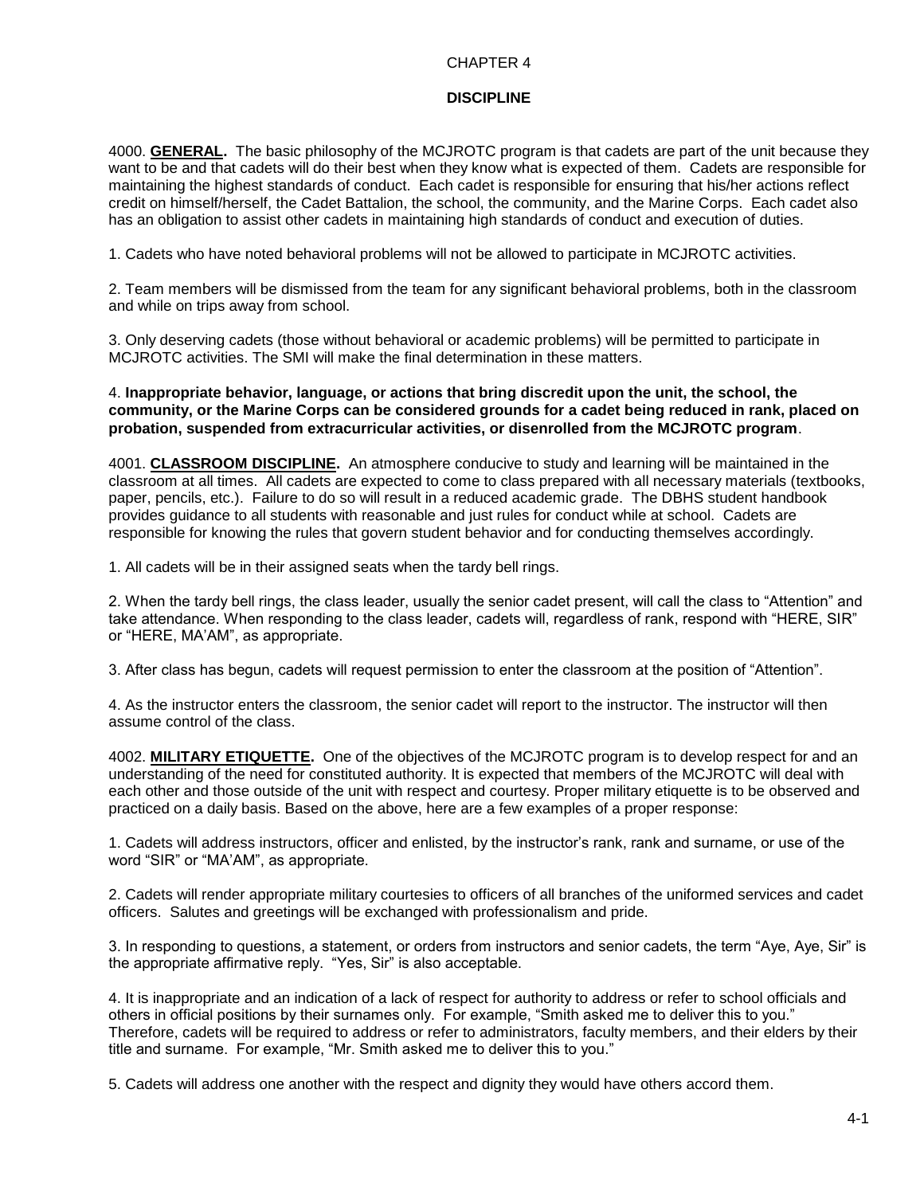# CHAPTER 4

## DISCIPLINE

4000. **GENERAL.** The basic philosophy of the MCJROTC program is that cadets are part of the unit because they want to be and that cadets will do their best when they know what is expected of them. Cadets are responsible for maintaining the highest standards of conduct. Each cadet is responsible for ensuring that his/her actions reflect credit on himself/herself, the Cadet Battalion, the school, the community, and the Marine Corps. Each cadet also has an obligation to assist other cadets in maintaining high standards of conduct and execution of duties.

1. Cadets who have noted behavioral problems will not be allowed to participate in MCJROTC activities.

2. Team members will be dismissed from the team for any significant behavioral problems, both in the classroom and while on trips away from school.

3. Only deserving cadets (those without behavioral or academic problems) will be permitted to participate in MCJROTC activities. The SMI will make the final determination in these matters.

4. **Inappropriate behavior, language, or actions that bring discredit upon the unit, the school, the community, or the Marine Corps can be considered grounds for a cadet being reduced in rank, placed on probation, suspended from extracurricular activities, or disenrolled from the MCJROTC program**.

4001. **CLASSROOM DISCIPLINE.** An atmosphere conducive to study and learning will be maintained in the classroom at all times. All cadets are expected to come to class prepared with all necessary materials (textbooks, paper, pencils, etc.). Failure to do so will result in a reduced academic grade. The DBHS student handbook provides guidance to all students with reasonable and just rules for conduct while at school. Cadets are responsible for knowing the rules that govern student behavior and for conducting themselves accordingly.

1. All cadets will be in their assigned seats when the tardy bell rings.

2. When the tardy bell rings, the class leader, usually the senior cadet present, will call the class to "Attention" and take attendance. When responding to the class leader, cadets will, regardless of rank, respond with "HERE, SIR" or "HERE, MA'AM", as appropriate.

3. After class has begun, cadets will request permission to enter the classroom at the position of "Attention".

4. As the instructor enters the classroom, the senior cadet will report to the instructor. The instructor will then assume control of the class.

4002. **MILITARY ETIQUETTE.** One of the objectives of the MCJROTC program is to develop respect for and an understanding of the need for constituted authority. It is expected that members of the MCJROTC will deal with each other and those outside of the unit with respect and courtesy. Proper military etiquette is to be observed and practiced on a daily basis. Based on the above, here are a few examples of a proper response:

1. Cadets will address instructors, officer and enlisted, by the instructor's rank, rank and surname, or use of the word "SIR" or "MA'AM", as appropriate.

2. Cadets will render appropriate military courtesies to officers of all branches of the uniformed services and cadet officers. Salutes and greetings will be exchanged with professionalism and pride.

3. In responding to questions, a statement, or orders from instructors and senior cadets, the term "Aye, Aye, Sir" is the appropriate affirmative reply. "Yes, Sir" is also acceptable.

4. It is inappropriate and an indication of a lack of respect for authority to address or refer to school officials and others in official positions by their surnames only. For example, "Smith asked me to deliver this to you." Therefore, cadets will be required to address or refer to administrators, faculty members, and their elders by their title and surname. For example, "Mr. Smith asked me to deliver this to you."

5. Cadets will address one another with the respect and dignity they would have others accord them.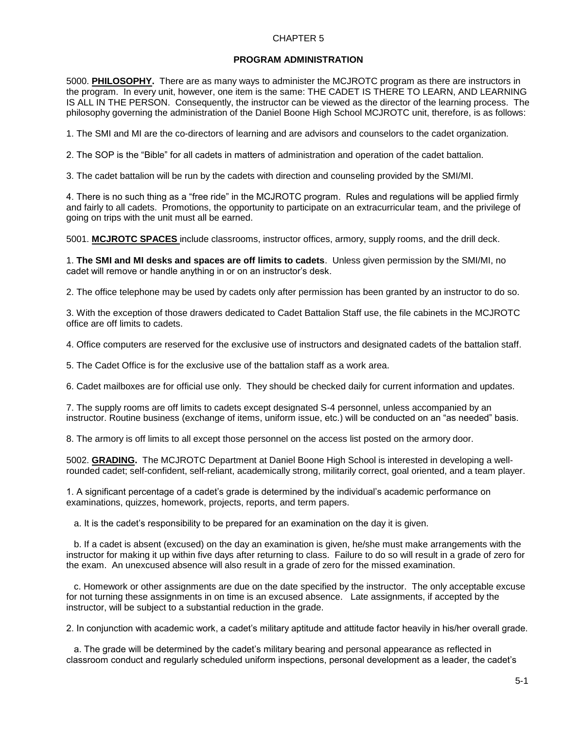CHAPTER 5

# PROGRAM ADMINISTRATION

5000. **PHILOSOPHY.** There are as many ways to administer the MCJROTC program as there are instructors in the program. In every unit, however, one item is the same: THE CADET IS THERE TO LEARN, AND LEARNING IS ALL IN THE PERSON. Consequently, the instructor can be viewed as the director of the learning process. The philosophy governing the administration of the Daniel Boone High School MCJROTC unit, therefore, is as follows:

1. The SMI and MI are the co-directors of learning and are advisors and counselors to the cadet organization.

2. The SOP is the "Bible" for all cadets in matters of administration and operation of the cadet battalion.

3. The cadet battalion will be run by the cadets with direction and counseling provided by the SMI/MI.

4. There is no such thing as a "free ride" in the MCJROTC program. Rules and regulations will be applied firmly and fairly to all cadets. Promotions, the opportunity to participate on an extracurricular team, and the privilege of going on trips with the unit must all be earned.

5001. **MCJROTC SPACES** include classrooms, instructor offices, armory, supply rooms, and the drill deck.

1. **The SMI and MI desks and spaces are off limits to cadets**. Unless given permission by the SMI/MI, no cadet will remove or handle anything in or on an instructor's desk.

2. The office telephone may be used by cadets only after permission has been granted by an instructor to do so.

3. With the exception of those drawers dedicated to Cadet Battalion Staff use, the file cabinets in the MCJROTC office are off limits to cadets.

4. Office computers are reserved for the exclusive use of instructors and designated cadets of the battalion staff.

5. The Cadet Office is for the exclusive use of the battalion staff as a work area.

6. Cadet mailboxes are for official use only. They should be checked daily for current information and updates.

7. The supply rooms are off limits to cadets except designated S-4 personnel, unless accompanied by an instructor. Routine business (exchange of items, uniform issue, etc.) will be conducted on an "as needed" basis.

8. The armory is off limits to all except those personnel on the access list posted on the armory door.

5002. **GRADING.** The MCJROTC Department at Daniel Boone High School is interested in developing a well-rounded cadet; self-confident, self-reliant, academically strong, militarily correct, goal oriented, and a team player.

1. A significant percentage of a cadet's grade is determined by the individual's academic performance on examinations, quizzes, homework, projects, reports, and term papers.

   a. It is the cadet's responsibility to be prepared for an examination on the day it is given.

   b. If a cadet is absent (excused) on the day an examination is given, he/she must make arrangements with the instructor for making it up within five days after returning to class. Failure to do so will result in a grade of zero for the exam. An unexcused absence will also result in a grade of zero for the missed examination.

   c. Homework or other assignments are due on the date specified by the instructor. The only acceptable excuse for not turning these assignments in on time is an excused absence. Late assignments, if accepted by the instructor, will be subject to a substantial reduction in the grade.

2. In conjunction with academic work, a cadet's military aptitude and attitude factor heavily in his/her overall grade.

   a. The grade will be determined by the cadet's military bearing and personal appearance as reflected in classroom conduct and regularly scheduled uniform inspections, personal development as a leader, the cadet's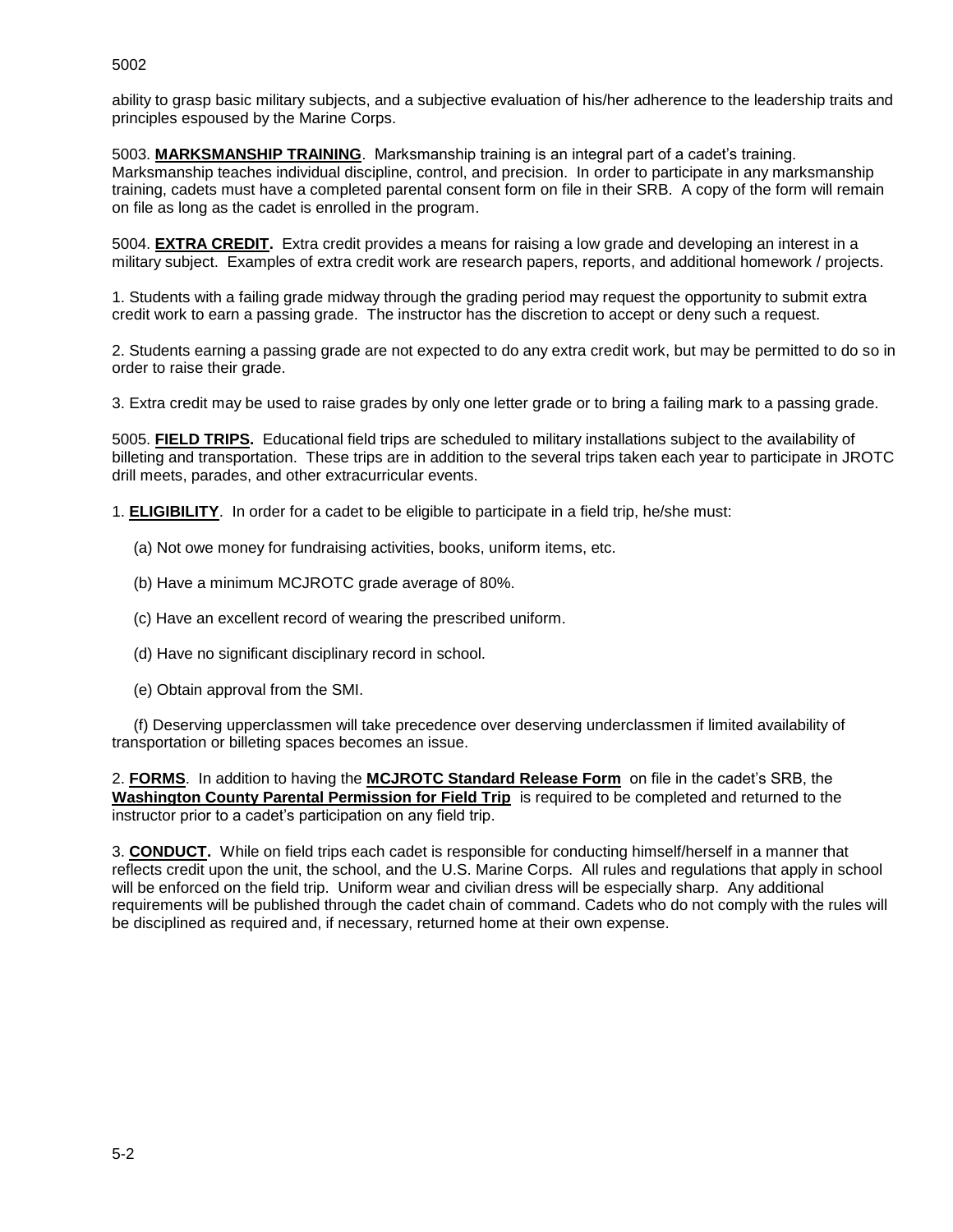ability to grasp basic military subjects, and a subjective evaluation of his/her adherence to the leadership traits and principles espoused by the Marine Corps.

5003. **MARKSMANSHIP TRAINING**. Marksmanship training is an integral part of a cadet's training. Marksmanship teaches individual discipline, control, and precision. In order to participate in any marksmanship training, cadets must have a completed parental consent form on file in their SRB. A copy of the form will remain on file as long as the cadet is enrolled in the program.

5004. **EXTRA CREDIT.** Extra credit provides a means for raising a low grade and developing an interest in a military subject. Examples of extra credit work are research papers, reports, and additional homework / projects.

1. Students with a failing grade midway through the grading period may request the opportunity to submit extra credit work to earn a passing grade. The instructor has the discretion to accept or deny such a request.

2. Students earning a passing grade are not expected to do any extra credit work, but may be permitted to do so in order to raise their grade.

3. Extra credit may be used to raise grades by only one letter grade or to bring a failing mark to a passing grade.

5005. **FIELD TRIPS.** Educational field trips are scheduled to military installations subject to the availability of billeting and transportation. These trips are in addition to the several trips taken each year to participate in JROTC drill meets, parades, and other extracurricular events.

1. **ELIGIBILITY**. In order for a cadet to be eligible to participate in a field trip, he/she must:

(a) Not owe money for fundraising activities, books, uniform items, etc.

(b) Have a minimum MCJROTC grade average of 80%.

(c) Have an excellent record of wearing the prescribed uniform.

(d) Have no significant disciplinary record in school.

(e) Obtain approval from the SMI.

(f) Deserving upperclassmen will take precedence over deserving underclassmen if limited availability of transportation or billeting spaces becomes an issue.

2. **FORMS**. In addition to having the **MCJROTC Standard Release Form** on file in the cadet's SRB, the **Washington County Parental Permission for Field Trip** is required to be completed and returned to the instructor prior to a cadet's participation on any field trip.

3. **CONDUCT.** While on field trips each cadet is responsible for conducting himself/herself in a manner that reflects credit upon the unit, the school, and the U.S. Marine Corps. All rules and regulations that apply in school will be enforced on the field trip. Uniform wear and civilian dress will be especially sharp. Any additional requirements will be published through the cadet chain of command. Cadets who do not comply with the rules will be disciplined as required and, if necessary, returned home at their own expense.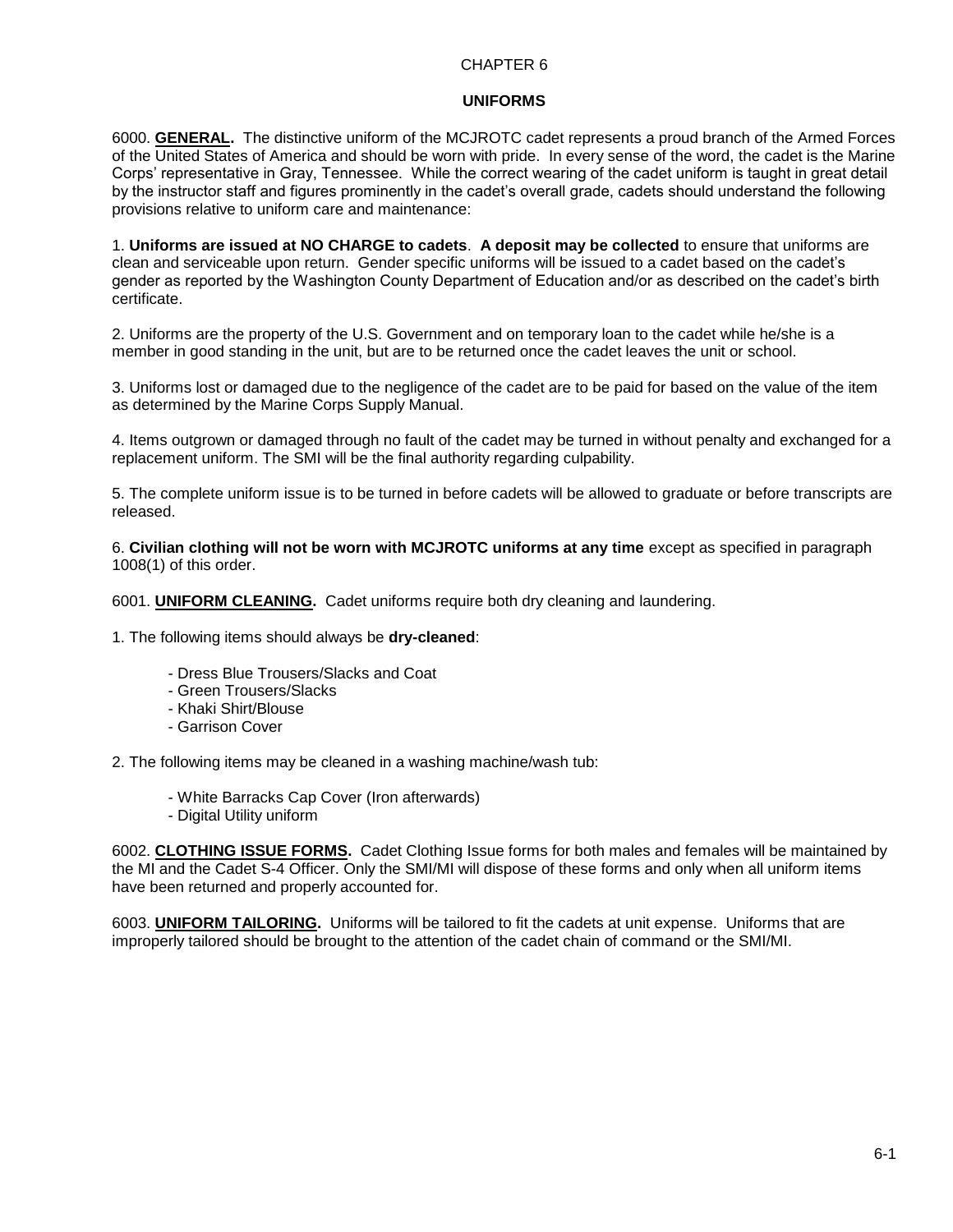# CHAPTER 6

## UNIFORMS

6000. **GENERAL.** The distinctive uniform of the MCJROTC cadet represents a proud branch of the Armed Forces of the United States of America and should be worn with pride. In every sense of the word, the cadet is the Marine Corps' representative in Gray, Tennessee. While the correct wearing of the cadet uniform is taught in great detail by the instructor staff and figures prominently in the cadet's overall grade, cadets should understand the following provisions relative to uniform care and maintenance:

1. **Uniforms are issued at NO CHARGE to cadets**. **A deposit may be collected** to ensure that uniforms are clean and serviceable upon return. Gender specific uniforms will be issued to a cadet based on the cadet's gender as reported by the Washington County Department of Education and/or as described on the cadet's birth certificate.

2. Uniforms are the property of the U.S. Government and on temporary loan to the cadet while he/she is a member in good standing in the unit, but are to be returned once the cadet leaves the unit or school.

3. Uniforms lost or damaged due to the negligence of the cadet are to be paid for based on the value of the item as determined by the Marine Corps Supply Manual.

4. Items outgrown or damaged through no fault of the cadet may be turned in without penalty and exchanged for a replacement uniform. The SMI will be the final authority regarding culpability.

5. The complete uniform issue is to be turned in before cadets will be allowed to graduate or before transcripts are released.

6. **Civilian clothing will not be worn with MCJROTC uniforms at any time** except as specified in paragraph 1008(1) of this order.

6001. **UNIFORM CLEANING.** Cadet uniforms require both dry cleaning and laundering.

1. The following items should always be **dry-cleaned**:

- Dress Blue Trousers/Slacks and Coat
- Green Trousers/Slacks
- Khaki Shirt/Blouse
- Garrison Cover

2. The following items may be cleaned in a washing machine/wash tub:

- White Barracks Cap Cover (Iron afterwards)
- Digital Utility uniform

6002. **CLOTHING ISSUE FORMS.** Cadet Clothing Issue forms for both males and females will be maintained by the MI and the Cadet S-4 Officer. Only the SMI/MI will dispose of these forms and only when all uniform items have been returned and properly accounted for.

6003. **UNIFORM TAILORING.** Uniforms will be tailored to fit the cadets at unit expense. Uniforms that are improperly tailored should be brought to the attention of the cadet chain of command or the SMI/MI.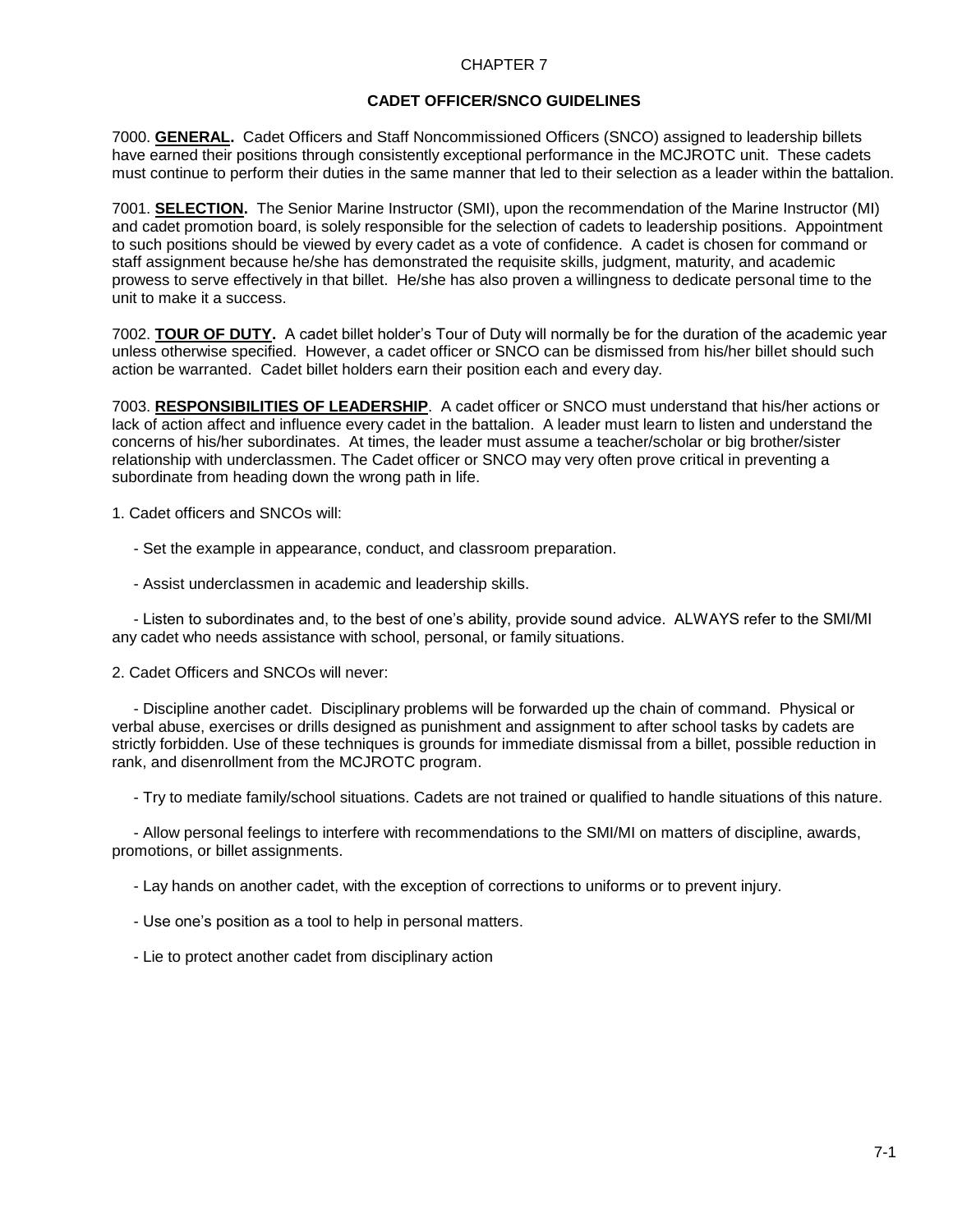# CHAPTER 7

## CADET OFFICER/SNCO GUIDELINES

7000. **GENERAL.** Cadet Officers and Staff Noncommissioned Officers (SNCO) assigned to leadership billets have earned their positions through consistently exceptional performance in the MCJROTC unit. These cadets must continue to perform their duties in the same manner that led to their selection as a leader within the battalion.

7001. **SELECTION.** The Senior Marine Instructor (SMI), upon the recommendation of the Marine Instructor (MI) and cadet promotion board, is solely responsible for the selection of cadets to leadership positions. Appointment to such positions should be viewed by every cadet as a vote of confidence. A cadet is chosen for command or staff assignment because he/she has demonstrated the requisite skills, judgment, maturity, and academic prowess to serve effectively in that billet. He/she has also proven a willingness to dedicate personal time to the unit to make it a success.

7002. **TOUR OF DUTY.** A cadet billet holder's Tour of Duty will normally be for the duration of the academic year unless otherwise specified. However, a cadet officer or SNCO can be dismissed from his/her billet should such action be warranted. Cadet billet holders earn their position each and every day.

7003. **RESPONSIBILITIES OF LEADERSHIP**. A cadet officer or SNCO must understand that his/her actions or lack of action affect and influence every cadet in the battalion. A leader must learn to listen and understand the concerns of his/her subordinates. At times, the leader must assume a teacher/scholar or big brother/sister relationship with underclassmen. The Cadet officer or SNCO may very often prove critical in preventing a subordinate from heading down the wrong path in life.

1. Cadet officers and SNCOs will:

   - Set the example in appearance, conduct, and classroom preparation.

   - Assist underclassmen in academic and leadership skills.

   - Listen to subordinates and, to the best of one's ability, provide sound advice. ALWAYS refer to the SMI/MI any cadet who needs assistance with school, personal, or family situations.

2. Cadet Officers and SNCOs will never:

   - Discipline another cadet. Disciplinary problems will be forwarded up the chain of command. Physical or verbal abuse, exercises or drills designed as punishment and assignment to after school tasks by cadets are strictly forbidden. Use of these techniques is grounds for immediate dismissal from a billet, possible reduction in rank, and disenrollment from the MCJROTC program.

   - Try to mediate family/school situations. Cadets are not trained or qualified to handle situations of this nature.

   - Allow personal feelings to interfere with recommendations to the SMI/MI on matters of discipline, awards, promotions, or billet assignments.

   - Lay hands on another cadet, with the exception of corrections to uniforms or to prevent injury.

   - Use one's position as a tool to help in personal matters.

   - Lie to protect another cadet from disciplinary action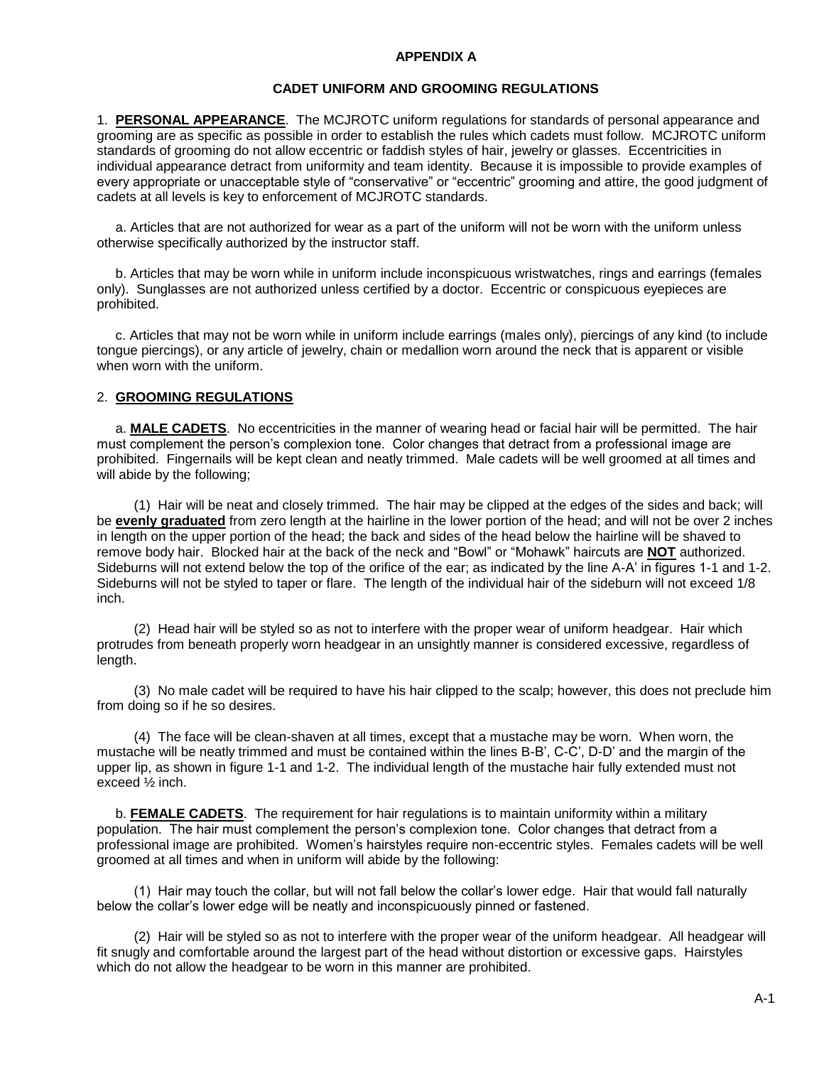# APPENDIX A

## CADET UNIFORM AND GROOMING REGULATIONS

1. **PERSONAL APPEARANCE**. The MCJROTC uniform regulations for standards of personal appearance and grooming are as specific as possible in order to establish the rules which cadets must follow. MCJROTC uniform standards of grooming do not allow eccentric or faddish styles of hair, jewelry or glasses. Eccentricities in individual appearance detract from uniformity and team identity. Because it is impossible to provide examples of every appropriate or unacceptable style of "conservative" or "eccentric" grooming and attire, the good judgment of cadets at all levels is key to enforcement of MCJROTC standards.

a. Articles that are not authorized for wear as a part of the uniform will not be worn with the uniform unless otherwise specifically authorized by the instructor staff.

b. Articles that may be worn while in uniform include inconspicuous wristwatches, rings and earrings (females only). Sunglasses are not authorized unless certified by a doctor. Eccentric or conspicuous eyepieces are prohibited.

c. Articles that may not be worn while in uniform include earrings (males only), piercings of any kind (to include tongue piercings), or any article of jewelry, chain or medallion worn around the neck that is apparent or visible when worn with the uniform.

2. **GROOMING REGULATIONS**

a. **MALE CADETS**. No eccentricities in the manner of wearing head or facial hair will be permitted. The hair must complement the person's complexion tone. Color changes that detract from a professional image are prohibited. Fingernails will be kept clean and neatly trimmed. Male cadets will be well groomed at all times and will abide by the following;

(1) Hair will be neat and closely trimmed. The hair may be clipped at the edges of the sides and back; will be **evenly graduated** from zero length at the hairline in the lower portion of the head; and will not be over 2 inches in length on the upper portion of the head; the back and sides of the head below the hairline will be shaved to remove body hair. Blocked hair at the back of the neck and "Bowl" or "Mohawk" haircuts are **NOT** authorized. Sideburns will not extend below the top of the orifice of the ear; as indicated by the line A-A' in figures 1-1 and 1-2. Sideburns will not be styled to taper or flare. The length of the individual hair of the sideburn will not exceed 1/8 inch.

(2) Head hair will be styled so as not to interfere with the proper wear of uniform headgear. Hair which protrudes from beneath properly worn headgear in an unsightly manner is considered excessive, regardless of length.

(3) No male cadet will be required to have his hair clipped to the scalp; however, this does not preclude him from doing so if he so desires.

(4) The face will be clean-shaven at all times, except that a mustache may be worn. When worn, the mustache will be neatly trimmed and must be contained within the lines B-B', C-C', D-D' and the margin of the upper lip, as shown in figure 1-1 and 1-2. The individual length of the mustache hair fully extended must not exceed ½ inch.

b. **FEMALE CADETS**. The requirement for hair regulations is to maintain uniformity within a military population. The hair must complement the person's complexion tone. Color changes that detract from a professional image are prohibited. Women's hairstyles require non-eccentric styles. Females cadets will be well groomed at all times and when in uniform will abide by the following:

(1) Hair may touch the collar, but will not fall below the collar's lower edge. Hair that would fall naturally below the collar's lower edge will be neatly and inconspicuously pinned or fastened.

(2) Hair will be styled so as not to interfere with the proper wear of the uniform headgear. All headgear will fit snugly and comfortable around the largest part of the head without distortion or excessive gaps. Hairstyles which do not allow the headgear to be worn in this manner are prohibited.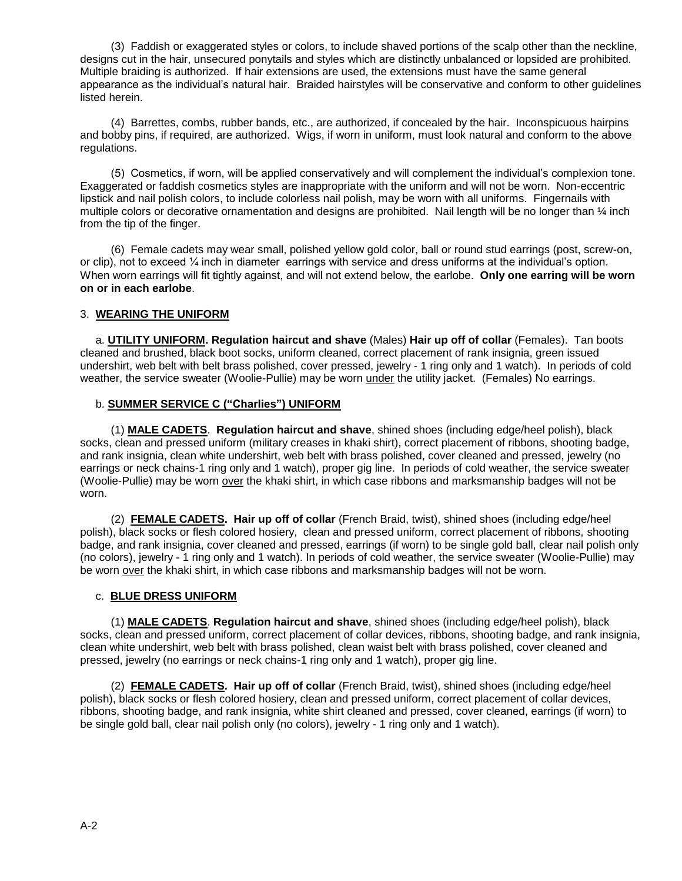(3) Faddish or exaggerated styles or colors, to include shaved portions of the scalp other than the neckline, designs cut in the hair, unsecured ponytails and styles which are distinctly unbalanced or lopsided are prohibited. Multiple braiding is authorized. If hair extensions are used, the extensions must have the same general appearance as the individual's natural hair. Braided hairstyles will be conservative and conform to other guidelines listed herein.

(4) Barrettes, combs, rubber bands, etc., are authorized, if concealed by the hair. Inconspicuous hairpins and bobby pins, if required, are authorized. Wigs, if worn in uniform, must look natural and conform to the above regulations.

(5) Cosmetics, if worn, will be applied conservatively and will complement the individual's complexion tone. Exaggerated or faddish cosmetics styles are inappropriate with the uniform and will not be worn. Non-eccentric lipstick and nail polish colors, to include colorless nail polish, may be worn with all uniforms. Fingernails with multiple colors or decorative ornamentation and designs are prohibited. Nail length will be no longer than ¼ inch from the tip of the finger.

(6) Female cadets may wear small, polished yellow gold color, ball or round stud earrings (post, screw-on, or clip), not to exceed ¼ inch in diameter earrings with service and dress uniforms at the individual's option. When worn earrings will fit tightly against, and will not extend below, the earlobe. **Only one earring will be worn on or in each earlobe**.

3. **WEARING THE UNIFORM**

a. **UTILITY UNIFORM. Regulation haircut and shave** (Males) **Hair up off of collar** (Females). Tan boots cleaned and brushed, black boot socks, uniform cleaned, correct placement of rank insignia, green issued undershirt, web belt with belt brass polished, cover pressed, jewelry - 1 ring only and 1 watch). In periods of cold weather, the service sweater (Woolie-Pullie) may be worn under the utility jacket. (Females) No earrings.

b. **SUMMER SERVICE C ("Charlies") UNIFORM**

(1) **MALE CADETS**. **Regulation haircut and shave**, shined shoes (including edge/heel polish), black socks, clean and pressed uniform (military creases in khaki shirt), correct placement of ribbons, shooting badge, and rank insignia, clean white undershirt, web belt with brass polished, cover cleaned and pressed, jewelry (no earrings or neck chains-1 ring only and 1 watch), proper gig line. In periods of cold weather, the service sweater (Woolie-Pullie) may be worn over the khaki shirt, in which case ribbons and marksmanship badges will not be worn.

(2) **FEMALE CADETS. Hair up off of collar** (French Braid, twist), shined shoes (including edge/heel polish), black socks or flesh colored hosiery, clean and pressed uniform, correct placement of ribbons, shooting badge, and rank insignia, cover cleaned and pressed, earrings (if worn) to be single gold ball, clear nail polish only (no colors), jewelry - 1 ring only and 1 watch). In periods of cold weather, the service sweater (Woolie-Pullie) may be worn over the khaki shirt, in which case ribbons and marksmanship badges will not be worn.

c. **BLUE DRESS UNIFORM**

(1) **MALE CADETS**. **Regulation haircut and shave**, shined shoes (including edge/heel polish), black socks, clean and pressed uniform, correct placement of collar devices, ribbons, shooting badge, and rank insignia, clean white undershirt, web belt with brass polished, clean waist belt with brass polished, cover cleaned and pressed, jewelry (no earrings or neck chains-1 ring only and 1 watch), proper gig line.

(2) **FEMALE CADETS. Hair up off of collar** (French Braid, twist), shined shoes (including edge/heel polish), black socks or flesh colored hosiery, clean and pressed uniform, correct placement of collar devices, ribbons, shooting badge, and rank insignia, white shirt cleaned and pressed, cover cleaned, earrings (if worn) to be single gold ball, clear nail polish only (no colors), jewelry - 1 ring only and 1 watch).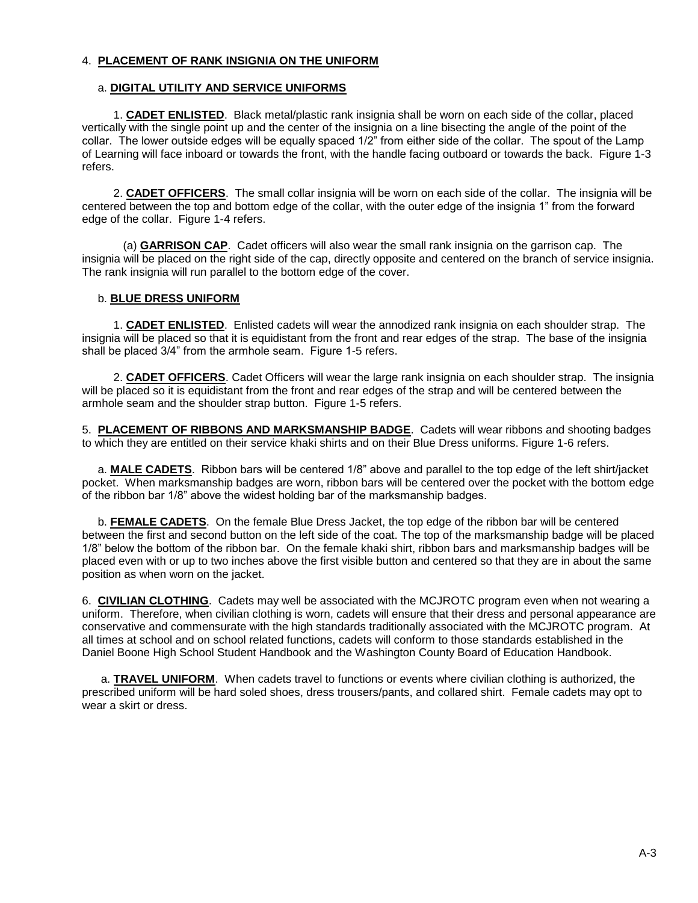4. **PLACEMENT OF RANK INSIGNIA ON THE UNIFORM**

a. **DIGITAL UTILITY AND SERVICE UNIFORMS**

1. **CADET ENLISTED**. Black metal/plastic rank insignia shall be worn on each side of the collar, placed vertically with the single point up and the center of the insignia on a line bisecting the angle of the point of the collar. The lower outside edges will be equally spaced 1/2" from either side of the collar. The spout of the Lamp of Learning will face inboard or towards the front, with the handle facing outboard or towards the back. Figure 1-3 refers.

2. **CADET OFFICERS**. The small collar insignia will be worn on each side of the collar. The insignia will be centered between the top and bottom edge of the collar, with the outer edge of the insignia 1" from the forward edge of the collar. Figure 1-4 refers.

(a) **GARRISON CAP**. Cadet officers will also wear the small rank insignia on the garrison cap. The insignia will be placed on the right side of the cap, directly opposite and centered on the branch of service insignia. The rank insignia will run parallel to the bottom edge of the cover.

b. **BLUE DRESS UNIFORM**

1. **CADET ENLISTED**. Enlisted cadets will wear the annodized rank insignia on each shoulder strap. The insignia will be placed so that it is equidistant from the front and rear edges of the strap. The base of the insignia shall be placed 3/4" from the armhole seam. Figure 1-5 refers.

2. **CADET OFFICERS**. Cadet Officers will wear the large rank insignia on each shoulder strap. The insignia will be placed so it is equidistant from the front and rear edges of the strap and will be centered between the armhole seam and the shoulder strap button. Figure 1-5 refers.

5. **PLACEMENT OF RIBBONS AND MARKSMANSHIP BADGE**. Cadets will wear ribbons and shooting badges to which they are entitled on their service khaki shirts and on their Blue Dress uniforms. Figure 1-6 refers.

a. **MALE CADETS**. Ribbon bars will be centered 1/8" above and parallel to the top edge of the left shirt/jacket pocket. When marksmanship badges are worn, ribbon bars will be centered over the pocket with the bottom edge of the ribbon bar 1/8" above the widest holding bar of the marksmanship badges.

b. **FEMALE CADETS**. On the female Blue Dress Jacket, the top edge of the ribbon bar will be centered between the first and second button on the left side of the coat. The top of the marksmanship badge will be placed 1/8" below the bottom of the ribbon bar. On the female khaki shirt, ribbon bars and marksmanship badges will be placed even with or up to two inches above the first visible button and centered so that they are in about the same position as when worn on the jacket.

6. **CIVILIAN CLOTHING**. Cadets may well be associated with the MCJROTC program even when not wearing a uniform. Therefore, when civilian clothing is worn, cadets will ensure that their dress and personal appearance are conservative and commensurate with the high standards traditionally associated with the MCJROTC program. At all times at school and on school related functions, cadets will conform to those standards established in the Daniel Boone High School Student Handbook and the Washington County Board of Education Handbook.

a. **TRAVEL UNIFORM**. When cadets travel to functions or events where civilian clothing is authorized, the prescribed uniform will be hard soled shoes, dress trousers/pants, and collared shirt. Female cadets may opt to wear a skirt or dress.